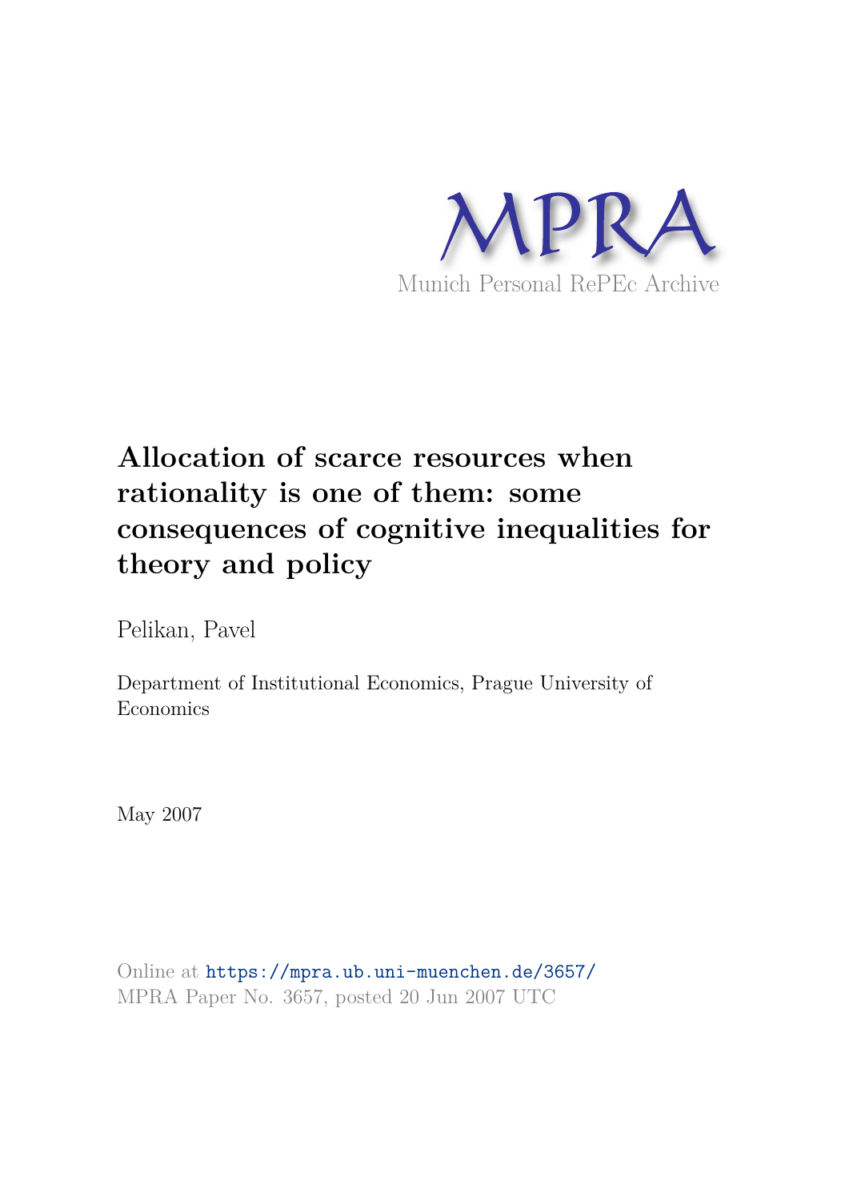MPRA

Munich Personal RePEc Archive

# Allocation of scarce resources when rationality is one of them: some consequences of cognitive inequalities for theory and policy

Pelikan, Pavel

Department of Institutional Economics, Prague University of Economics

May 2007

Online at https://mpra.ub.uni-muenchen.de/3657/
MPRA Paper No. 3657, posted 20 Jun 2007 UTC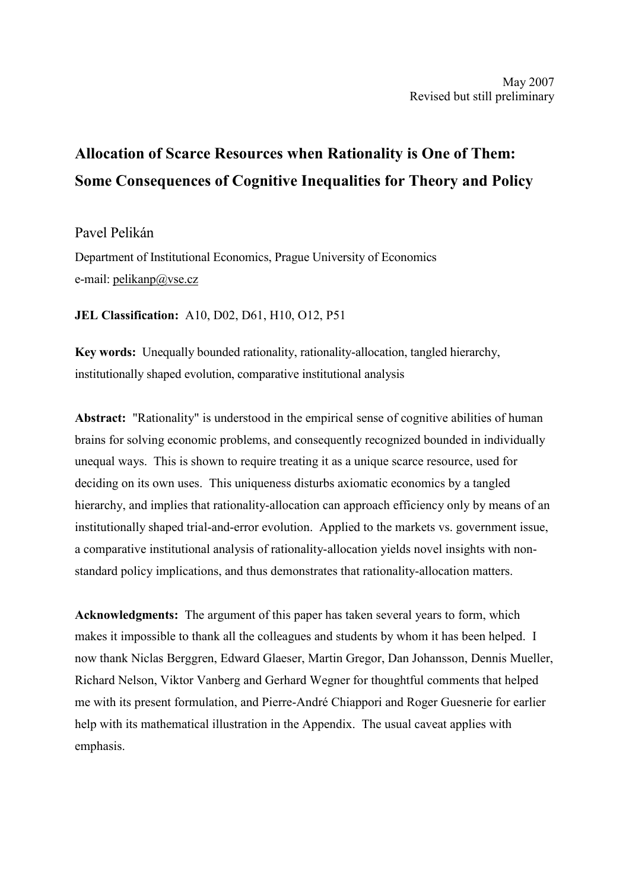May 2007
Revised but still preliminary

# Allocation of Scarce Resources when Rationality is One of Them: Some Consequences of Cognitive Inequalities for Theory and Policy

Pavel Pelikán

Department of Institutional Economics, Prague University of Economics
e-mail: pelikanp@vse.cz

**JEL Classification:** A10, D02, D61, H10, O12, P51

**Key words:** Unequally bounded rationality, rationality-allocation, tangled hierarchy, institutionally shaped evolution, comparative institutional analysis

**Abstract:** "Rationality" is understood in the empirical sense of cognitive abilities of human brains for solving economic problems, and consequently recognized bounded in individually unequal ways. This is shown to require treating it as a unique scarce resource, used for deciding on its own uses. This uniqueness disturbs axiomatic economics by a tangled hierarchy, and implies that rationality-allocation can approach efficiency only by means of an institutionally shaped trial-and-error evolution. Applied to the markets vs. government issue, a comparative institutional analysis of rationality-allocation yields novel insights with non-standard policy implications, and thus demonstrates that rationality-allocation matters.

**Acknowledgments:** The argument of this paper has taken several years to form, which makes it impossible to thank all the colleagues and students by whom it has been helped. I now thank Niclas Berggren, Edward Glaeser, Martin Gregor, Dan Johansson, Dennis Mueller, Richard Nelson, Viktor Vanberg and Gerhard Wegner for thoughtful comments that helped me with its present formulation, and Pierre-André Chiappori and Roger Guesnerie for earlier help with its mathematical illustration in the Appendix. The usual caveat applies with emphasis.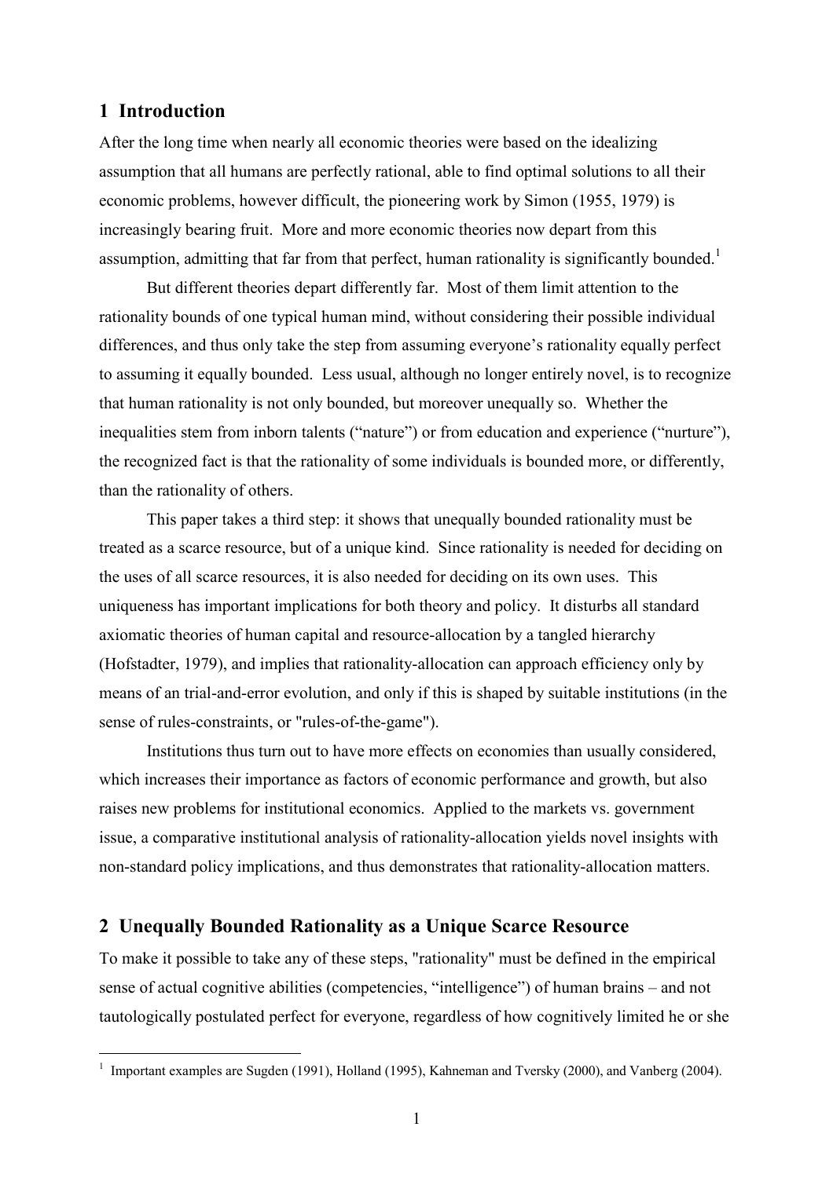## 1 Introduction

After the long time when nearly all economic theories were based on the idealizing assumption that all humans are perfectly rational, able to find optimal solutions to all their economic problems, however difficult, the pioneering work by Simon (1955, 1979) is increasingly bearing fruit. More and more economic theories now depart from this assumption, admitting that far from that perfect, human rationality is significantly bounded.[1]

But different theories depart differently far. Most of them limit attention to the rationality bounds of one typical human mind, without considering their possible individual differences, and thus only take the step from assuming everyone's rationality equally perfect to assuming it equally bounded. Less usual, although no longer entirely novel, is to recognize that human rationality is not only bounded, but moreover unequally so. Whether the inequalities stem from inborn talents ("nature") or from education and experience ("nurture"), the recognized fact is that the rationality of some individuals is bounded more, or differently, than the rationality of others.

This paper takes a third step: it shows that unequally bounded rationality must be treated as a scarce resource, but of a unique kind. Since rationality is needed for deciding on the uses of all scarce resources, it is also needed for deciding on its own uses. This uniqueness has important implications for both theory and policy. It disturbs all standard axiomatic theories of human capital and resource-allocation by a tangled hierarchy (Hofstadter, 1979), and implies that rationality-allocation can approach efficiency only by means of an trial-and-error evolution, and only if this is shaped by suitable institutions (in the sense of rules-constraints, or "rules-of-the-game").

Institutions thus turn out to have more effects on economies than usually considered, which increases their importance as factors of economic performance and growth, but also raises new problems for institutional economics. Applied to the markets vs. government issue, a comparative institutional analysis of rationality-allocation yields novel insights with non-standard policy implications, and thus demonstrates that rationality-allocation matters.

## 2 Unequally Bounded Rationality as a Unique Scarce Resource

To make it possible to take any of these steps, "rationality" must be defined in the empirical sense of actual cognitive abilities (competencies, "intelligence") of human brains – and not tautologically postulated perfect for everyone, regardless of how cognitively limited he or she

---

[1] Important examples are Sugden (1991), Holland (1995), Kahneman and Tversky (2000), and Vanberg (2004).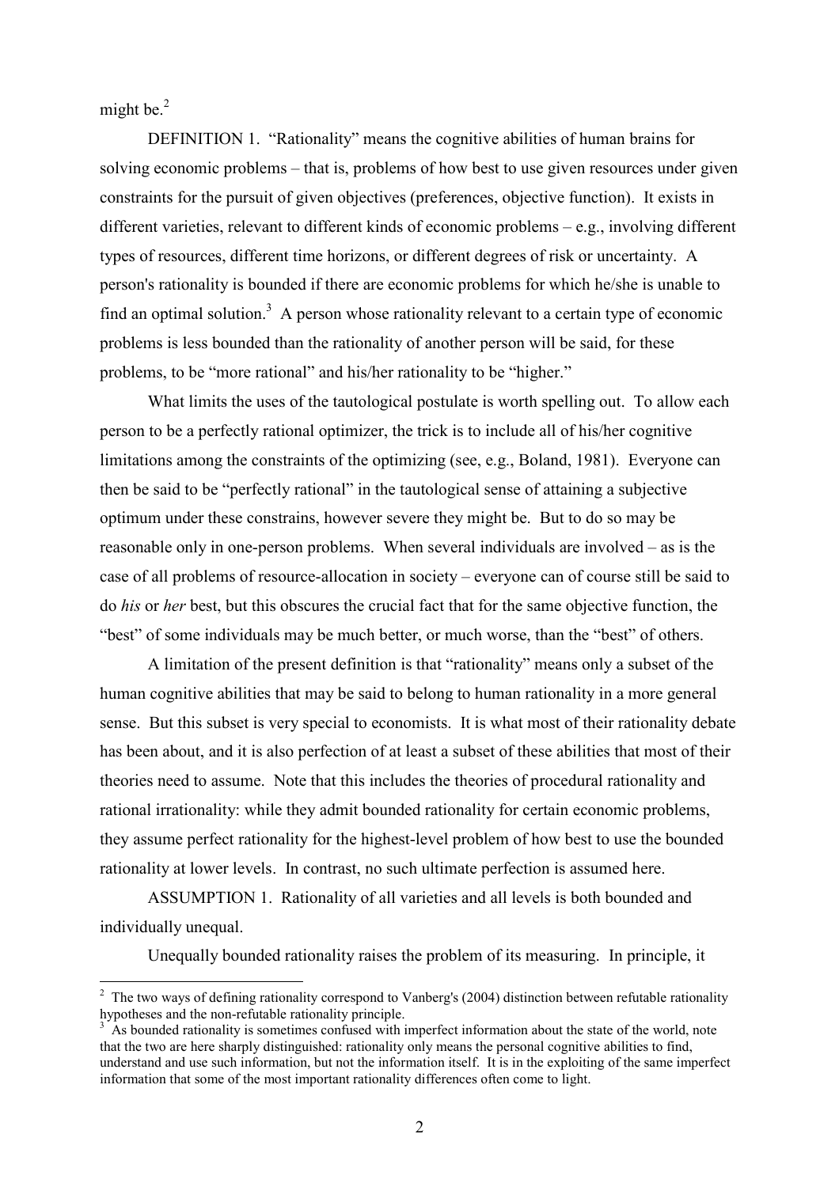might be.[2]

DEFINITION 1. "Rationality" means the cognitive abilities of human brains for solving economic problems – that is, problems of how best to use given resources under given constraints for the pursuit of given objectives (preferences, objective function). It exists in different varieties, relevant to different kinds of economic problems – e.g., involving different types of resources, different time horizons, or different degrees of risk or uncertainty. A person's rationality is bounded if there are economic problems for which he/she is unable to find an optimal solution.[3] A person whose rationality relevant to a certain type of economic problems is less bounded than the rationality of another person will be said, for these problems, to be "more rational" and his/her rationality to be "higher."

What limits the uses of the tautological postulate is worth spelling out. To allow each person to be a perfectly rational optimizer, the trick is to include all of his/her cognitive limitations among the constraints of the optimizing (see, e.g., Boland, 1981). Everyone can then be said to be "perfectly rational" in the tautological sense of attaining a subjective optimum under these constrains, however severe they might be. But to do so may be reasonable only in one-person problems. When several individuals are involved – as is the case of all problems of resource-allocation in society – everyone can of course still be said to do *his* or *her* best, but this obscures the crucial fact that for the same objective function, the "best" of some individuals may be much better, or much worse, than the "best" of others.

A limitation of the present definition is that "rationality" means only a subset of the human cognitive abilities that may be said to belong to human rationality in a more general sense. But this subset is very special to economists. It is what most of their rationality debate has been about, and it is also perfection of at least a subset of these abilities that most of their theories need to assume. Note that this includes the theories of procedural rationality and rational irrationality: while they admit bounded rationality for certain economic problems, they assume perfect rationality for the highest-level problem of how best to use the bounded rationality at lower levels. In contrast, no such ultimate perfection is assumed here.

ASSUMPTION 1. Rationality of all varieties and all levels is both bounded and individually unequal.

Unequally bounded rationality raises the problem of its measuring. In principle, it

---

[2] The two ways of defining rationality correspond to Vanberg's (2004) distinction between refutable rationality hypotheses and the non-refutable rationality principle.

[3] As bounded rationality is sometimes confused with imperfect information about the state of the world, note that the two are here sharply distinguished: rationality only means the personal cognitive abilities to find, understand and use such information, but not the information itself. It is in the exploiting of the same imperfect information that some of the most important rationality differences often come to light.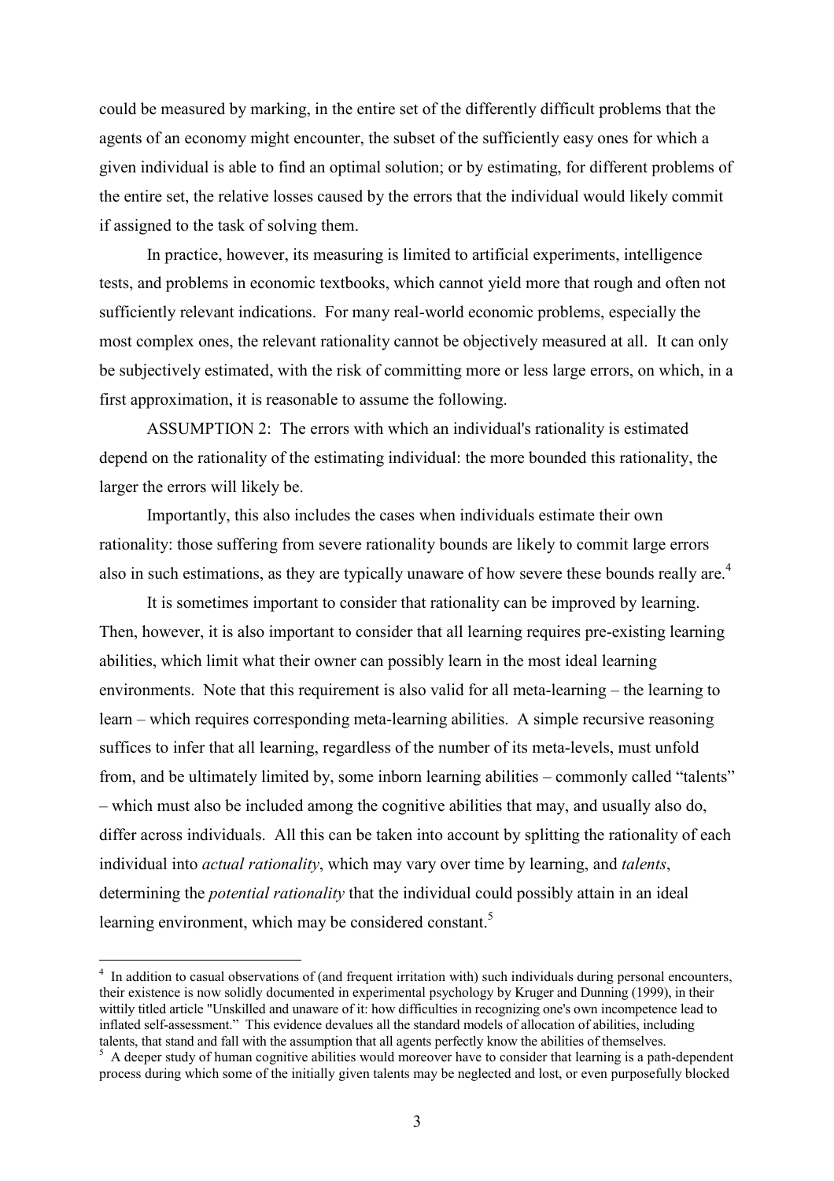could be measured by marking, in the entire set of the differently difficult problems that the agents of an economy might encounter, the subset of the sufficiently easy ones for which a given individual is able to find an optimal solution; or by estimating, for different problems of the entire set, the relative losses caused by the errors that the individual would likely commit if assigned to the task of solving them.

In practice, however, its measuring is limited to artificial experiments, intelligence tests, and problems in economic textbooks, which cannot yield more that rough and often not sufficiently relevant indications. For many real-world economic problems, especially the most complex ones, the relevant rationality cannot be objectively measured at all. It can only be subjectively estimated, with the risk of committing more or less large errors, on which, in a first approximation, it is reasonable to assume the following.

ASSUMPTION 2: The errors with which an individual's rationality is estimated depend on the rationality of the estimating individual: the more bounded this rationality, the larger the errors will likely be.

Importantly, this also includes the cases when individuals estimate their own rationality: those suffering from severe rationality bounds are likely to commit large errors also in such estimations, as they are typically unaware of how severe these bounds really are.[4]

It is sometimes important to consider that rationality can be improved by learning. Then, however, it is also important to consider that all learning requires pre-existing learning abilities, which limit what their owner can possibly learn in the most ideal learning environments. Note that this requirement is also valid for all meta-learning – the learning to learn – which requires corresponding meta-learning abilities. A simple recursive reasoning suffices to infer that all learning, regardless of the number of its meta-levels, must unfold from, and be ultimately limited by, some inborn learning abilities – commonly called "talents" – which must also be included among the cognitive abilities that may, and usually also do, differ across individuals. All this can be taken into account by splitting the rationality of each individual into *actual rationality*, which may vary over time by learning, and *talents*, determining the *potential rationality* that the individual could possibly attain in an ideal learning environment, which may be considered constant.[5]

---

[4] In addition to casual observations of (and frequent irritation with) such individuals during personal encounters, their existence is now solidly documented in experimental psychology by Kruger and Dunning (1999), in their wittily titled article "Unskilled and unaware of it: how difficulties in recognizing one's own incompetence lead to inflated self-assessment." This evidence devalues all the standard models of allocation of abilities, including talents, that stand and fall with the assumption that all agents perfectly know the abilities of themselves.

[5] A deeper study of human cognitive abilities would moreover have to consider that learning is a path-dependent process during which some of the initially given talents may be neglected and lost, or even purposefully blocked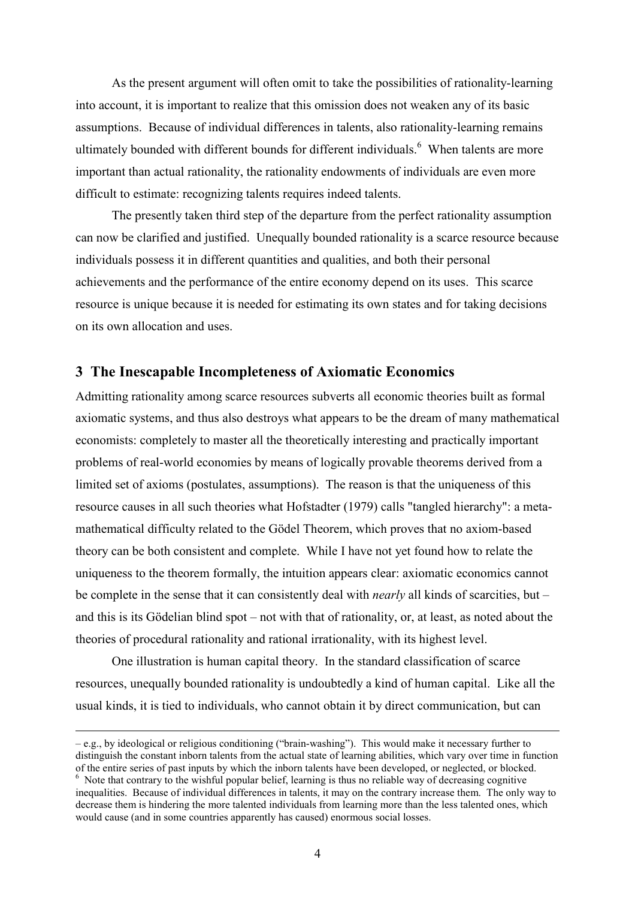As the present argument will often omit to take the possibilities of rationality-learning into account, it is important to realize that this omission does not weaken any of its basic assumptions. Because of individual differences in talents, also rationality-learning remains ultimately bounded with different bounds for different individuals.[6] When talents are more important than actual rationality, the rationality endowments of individuals are even more difficult to estimate: recognizing talents requires indeed talents.

The presently taken third step of the departure from the perfect rationality assumption can now be clarified and justified. Unequally bounded rationality is a scarce resource because individuals possess it in different quantities and qualities, and both their personal achievements and the performance of the entire economy depend on its uses. This scarce resource is unique because it is needed for estimating its own states and for taking decisions on its own allocation and uses.

## 3 The Inescapable Incompleteness of Axiomatic Economics

Admitting rationality among scarce resources subverts all economic theories built as formal axiomatic systems, and thus also destroys what appears to be the dream of many mathematical economists: completely to master all the theoretically interesting and practically important problems of real-world economies by means of logically provable theorems derived from a limited set of axioms (postulates, assumptions). The reason is that the uniqueness of this resource causes in all such theories what Hofstadter (1979) calls "tangled hierarchy": a meta-mathematical difficulty related to the Gödel Theorem, which proves that no axiom-based theory can be both consistent and complete. While I have not yet found how to relate the uniqueness to the theorem formally, the intuition appears clear: axiomatic economics cannot be complete in the sense that it can consistently deal with *nearly* all kinds of scarcities, but – and this is its Gödelian blind spot – not with that of rationality, or, at least, as noted about the theories of procedural rationality and rational irrationality, with its highest level.

One illustration is human capital theory. In the standard classification of scarce resources, unequally bounded rationality is undoubtedly a kind of human capital. Like all the usual kinds, it is tied to individuals, who cannot obtain it by direct communication, but can

---

– e.g., by ideological or religious conditioning ("brain-washing"). This would make it necessary further to distinguish the constant inborn talents from the actual state of learning abilities, which vary over time in function of the entire series of past inputs by which the inborn talents have been developed, or neglected, or blocked.

[6] Note that contrary to the wishful popular belief, learning is thus no reliable way of decreasing cognitive inequalities. Because of individual differences in talents, it may on the contrary increase them. The only way to decrease them is hindering the more talented individuals from learning more than the less talented ones, which would cause (and in some countries apparently has caused) enormous social losses.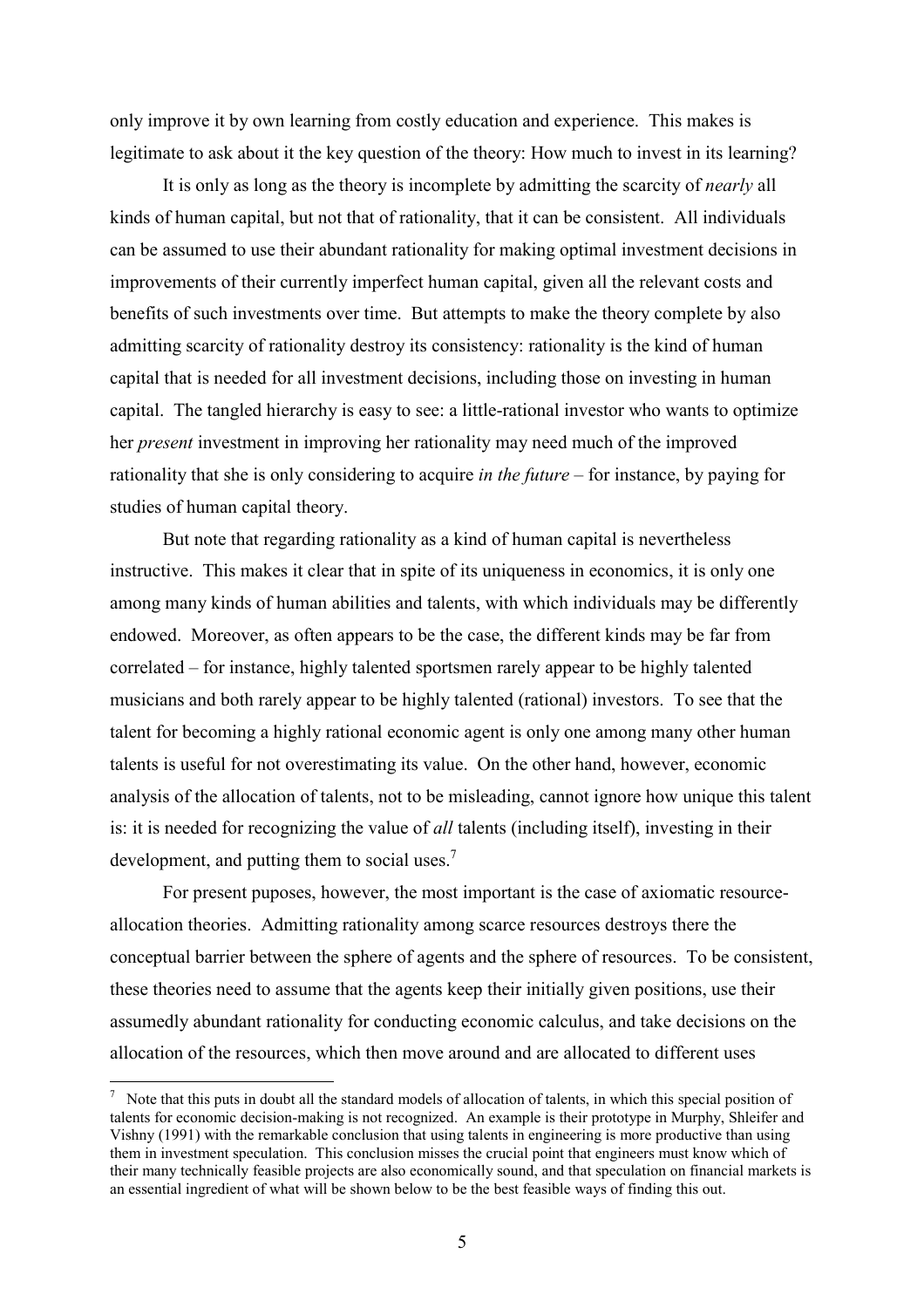only improve it by own learning from costly education and experience. This makes is legitimate to ask about it the key question of the theory: How much to invest in its learning?

It is only as long as the theory is incomplete by admitting the scarcity of *nearly* all kinds of human capital, but not that of rationality, that it can be consistent. All individuals can be assumed to use their abundant rationality for making optimal investment decisions in improvements of their currently imperfect human capital, given all the relevant costs and benefits of such investments over time. But attempts to make the theory complete by also admitting scarcity of rationality destroy its consistency: rationality is the kind of human capital that is needed for all investment decisions, including those on investing in human capital. The tangled hierarchy is easy to see: a little-rational investor who wants to optimize her *present* investment in improving her rationality may need much of the improved rationality that she is only considering to acquire *in the future* – for instance, by paying for studies of human capital theory.

But note that regarding rationality as a kind of human capital is nevertheless instructive. This makes it clear that in spite of its uniqueness in economics, it is only one among many kinds of human abilities and talents, with which individuals may be differently endowed. Moreover, as often appears to be the case, the different kinds may be far from correlated – for instance, highly talented sportsmen rarely appear to be highly talented musicians and both rarely appear to be highly talented (rational) investors. To see that the talent for becoming a highly rational economic agent is only one among many other human talents is useful for not overestimating its value. On the other hand, however, economic analysis of the allocation of talents, not to be misleading, cannot ignore how unique this talent is: it is needed for recognizing the value of *all* talents (including itself), investing in their development, and putting them to social uses.[7]

For present puposes, however, the most important is the case of axiomatic resource-allocation theories. Admitting rationality among scarce resources destroys there the conceptual barrier between the sphere of agents and the sphere of resources. To be consistent, these theories need to assume that the agents keep their initially given positions, use their assumedly abundant rationality for conducting economic calculus, and take decisions on the allocation of the resources, which then move around and are allocated to different uses

---

[7] Note that this puts in doubt all the standard models of allocation of talents, in which this special position of talents for economic decision-making is not recognized. An example is their prototype in Murphy, Shleifer and Vishny (1991) with the remarkable conclusion that using talents in engineering is more productive than using them in investment speculation. This conclusion misses the crucial point that engineers must know which of their many technically feasible projects are also economically sound, and that speculation on financial markets is an essential ingredient of what will be shown below to be the best feasible ways of finding this out.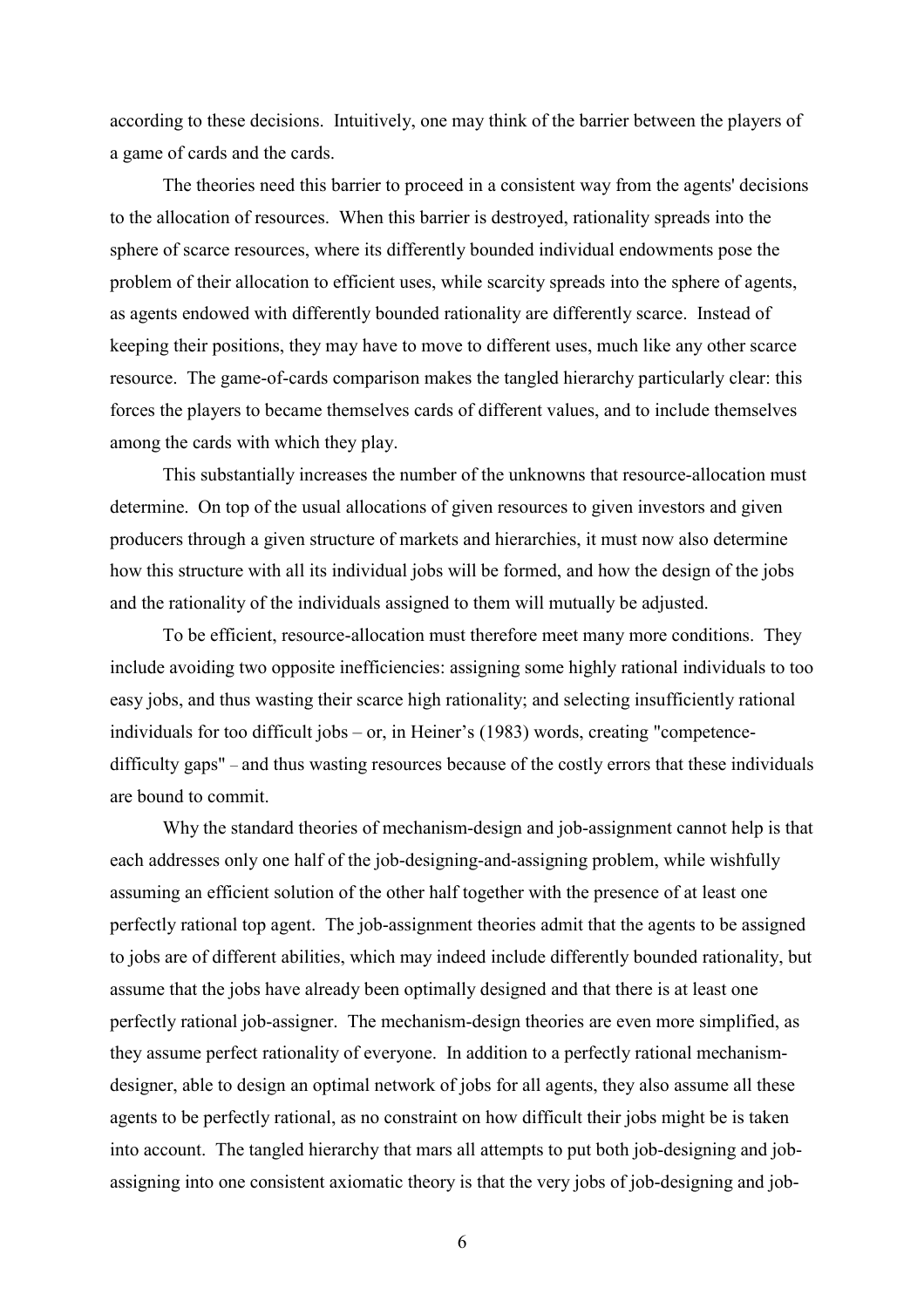according to these decisions. Intuitively, one may think of the barrier between the players of a game of cards and the cards.

The theories need this barrier to proceed in a consistent way from the agents' decisions to the allocation of resources. When this barrier is destroyed, rationality spreads into the sphere of scarce resources, where its differently bounded individual endowments pose the problem of their allocation to efficient uses, while scarcity spreads into the sphere of agents, as agents endowed with differently bounded rationality are differently scarce. Instead of keeping their positions, they may have to move to different uses, much like any other scarce resource. The game-of-cards comparison makes the tangled hierarchy particularly clear: this forces the players to became themselves cards of different values, and to include themselves among the cards with which they play.

This substantially increases the number of the unknowns that resource-allocation must determine. On top of the usual allocations of given resources to given investors and given producers through a given structure of markets and hierarchies, it must now also determine how this structure with all its individual jobs will be formed, and how the design of the jobs and the rationality of the individuals assigned to them will mutually be adjusted.

To be efficient, resource-allocation must therefore meet many more conditions. They include avoiding two opposite inefficiencies: assigning some highly rational individuals to too easy jobs, and thus wasting their scarce high rationality; and selecting insufficiently rational individuals for too difficult jobs – or, in Heiner's (1983) words, creating "competence-difficulty gaps" – and thus wasting resources because of the costly errors that these individuals are bound to commit.

Why the standard theories of mechanism-design and job-assignment cannot help is that each addresses only one half of the job-designing-and-assigning problem, while wishfully assuming an efficient solution of the other half together with the presence of at least one perfectly rational top agent. The job-assignment theories admit that the agents to be assigned to jobs are of different abilities, which may indeed include differently bounded rationality, but assume that the jobs have already been optimally designed and that there is at least one perfectly rational job-assigner. The mechanism-design theories are even more simplified, as they assume perfect rationality of everyone. In addition to a perfectly rational mechanism-designer, able to design an optimal network of jobs for all agents, they also assume all these agents to be perfectly rational, as no constraint on how difficult their jobs might be is taken into account. The tangled hierarchy that mars all attempts to put both job-designing and job-assigning into one consistent axiomatic theory is that the very jobs of job-designing and job-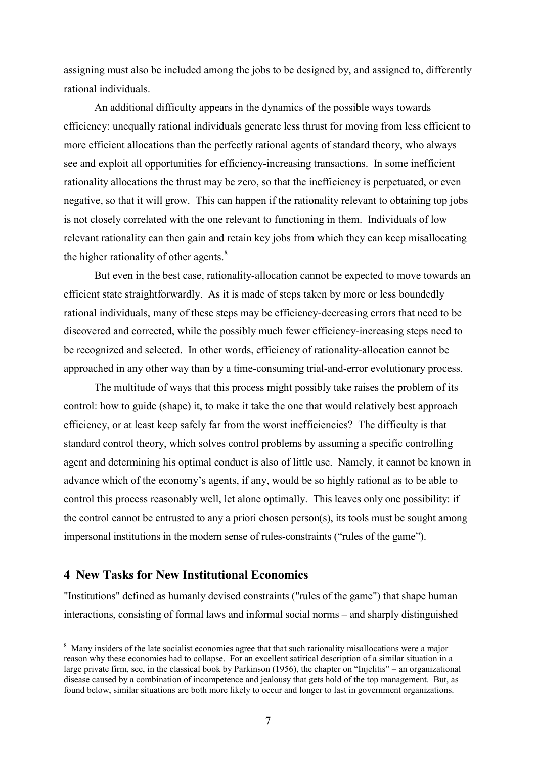assigning must also be included among the jobs to be designed by, and assigned to, differently rational individuals.

An additional difficulty appears in the dynamics of the possible ways towards efficiency: unequally rational individuals generate less thrust for moving from less efficient to more efficient allocations than the perfectly rational agents of standard theory, who always see and exploit all opportunities for efficiency-increasing transactions. In some inefficient rationality allocations the thrust may be zero, so that the inefficiency is perpetuated, or even negative, so that it will grow. This can happen if the rationality relevant to obtaining top jobs is not closely correlated with the one relevant to functioning in them. Individuals of low relevant rationality can then gain and retain key jobs from which they can keep misallocating the higher rationality of other agents.[8]

But even in the best case, rationality-allocation cannot be expected to move towards an efficient state straightforwardly. As it is made of steps taken by more or less boundedly rational individuals, many of these steps may be efficiency-decreasing errors that need to be discovered and corrected, while the possibly much fewer efficiency-increasing steps need to be recognized and selected. In other words, efficiency of rationality-allocation cannot be approached in any other way than by a time-consuming trial-and-error evolutionary process.

The multitude of ways that this process might possibly take raises the problem of its control: how to guide (shape) it, to make it take the one that would relatively best approach efficiency, or at least keep safely far from the worst inefficiencies? The difficulty is that standard control theory, which solves control problems by assuming a specific controlling agent and determining his optimal conduct is also of little use. Namely, it cannot be known in advance which of the economy's agents, if any, would be so highly rational as to be able to control this process reasonably well, let alone optimally. This leaves only one possibility: if the control cannot be entrusted to any a priori chosen person(s), its tools must be sought among impersonal institutions in the modern sense of rules-constraints ("rules of the game").

## 4 New Tasks for New Institutional Economics

"Institutions" defined as humanly devised constraints ("rules of the game") that shape human interactions, consisting of formal laws and informal social norms – and sharply distinguished

---

[8] Many insiders of the late socialist economies agree that that such rationality misallocations were a major reason why these economies had to collapse. For an excellent satirical description of a similar situation in a large private firm, see, in the classical book by Parkinson (1956), the chapter on "Injelitis" – an organizational disease caused by a combination of incompetence and jealousy that gets hold of the top management. But, as found below, similar situations are both more likely to occur and longer to last in government organizations.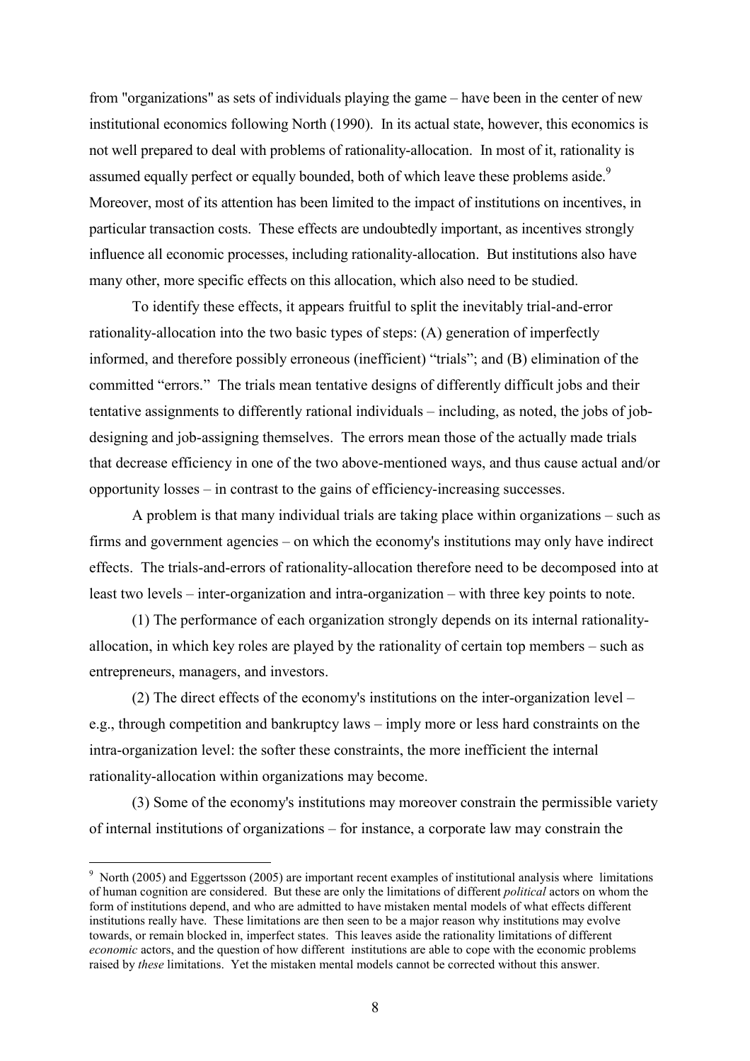from "organizations" as sets of individuals playing the game – have been in the center of new institutional economics following North (1990). In its actual state, however, this economics is not well prepared to deal with problems of rationality-allocation. In most of it, rationality is assumed equally perfect or equally bounded, both of which leave these problems aside.[9] Moreover, most of its attention has been limited to the impact of institutions on incentives, in particular transaction costs. These effects are undoubtedly important, as incentives strongly influence all economic processes, including rationality-allocation. But institutions also have many other, more specific effects on this allocation, which also need to be studied.

To identify these effects, it appears fruitful to split the inevitably trial-and-error rationality-allocation into the two basic types of steps: (A) generation of imperfectly informed, and therefore possibly erroneous (inefficient) "trials"; and (B) elimination of the committed "errors." The trials mean tentative designs of differently difficult jobs and their tentative assignments to differently rational individuals – including, as noted, the jobs of job-designing and job-assigning themselves. The errors mean those of the actually made trials that decrease efficiency in one of the two above-mentioned ways, and thus cause actual and/or opportunity losses – in contrast to the gains of efficiency-increasing successes.

A problem is that many individual trials are taking place within organizations – such as firms and government agencies – on which the economy's institutions may only have indirect effects. The trials-and-errors of rationality-allocation therefore need to be decomposed into at least two levels – inter-organization and intra-organization – with three key points to note.

(1) The performance of each organization strongly depends on its internal rationality-allocation, in which key roles are played by the rationality of certain top members – such as entrepreneurs, managers, and investors.

(2) The direct effects of the economy's institutions on the inter-organization level – e.g., through competition and bankruptcy laws – imply more or less hard constraints on the intra-organization level: the softer these constraints, the more inefficient the internal rationality-allocation within organizations may become.

(3) Some of the economy's institutions may moreover constrain the permissible variety of internal institutions of organizations – for instance, a corporate law may constrain the

---

[9] North (2005) and Eggertsson (2005) are important recent examples of institutional analysis where limitations of human cognition are considered. But these are only the limitations of different *political* actors on whom the form of institutions depend, and who are admitted to have mistaken mental models of what effects different institutions really have. These limitations are then seen to be a major reason why institutions may evolve towards, or remain blocked in, imperfect states. This leaves aside the rationality limitations of different *economic* actors, and the question of how different institutions are able to cope with the economic problems raised by *these* limitations. Yet the mistaken mental models cannot be corrected without this answer.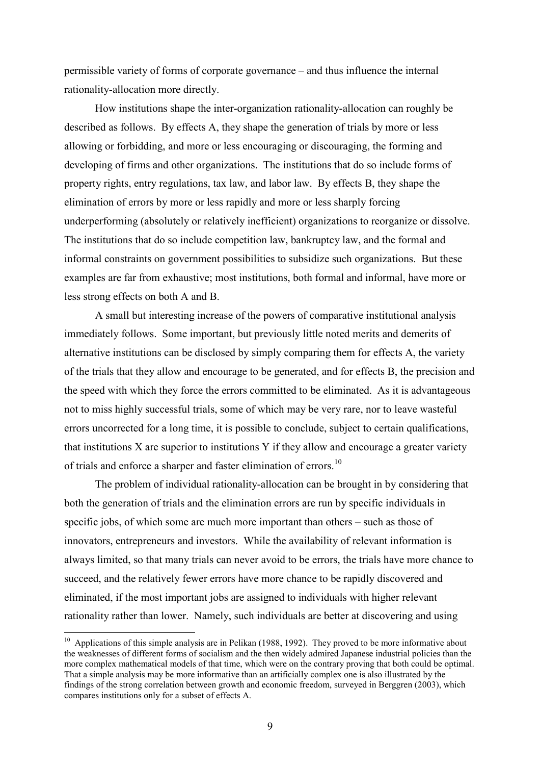permissible variety of forms of corporate governance – and thus influence the internal rationality-allocation more directly.

How institutions shape the inter-organization rationality-allocation can roughly be described as follows. By effects A, they shape the generation of trials by more or less allowing or forbidding, and more or less encouraging or discouraging, the forming and developing of firms and other organizations. The institutions that do so include forms of property rights, entry regulations, tax law, and labor law. By effects B, they shape the elimination of errors by more or less rapidly and more or less sharply forcing underperforming (absolutely or relatively inefficient) organizations to reorganize or dissolve. The institutions that do so include competition law, bankruptcy law, and the formal and informal constraints on government possibilities to subsidize such organizations. But these examples are far from exhaustive; most institutions, both formal and informal, have more or less strong effects on both A and B.

A small but interesting increase of the powers of comparative institutional analysis immediately follows. Some important, but previously little noted merits and demerits of alternative institutions can be disclosed by simply comparing them for effects A, the variety of the trials that they allow and encourage to be generated, and for effects B, the precision and the speed with which they force the errors committed to be eliminated. As it is advantageous not to miss highly successful trials, some of which may be very rare, nor to leave wasteful errors uncorrected for a long time, it is possible to conclude, subject to certain qualifications, that institutions X are superior to institutions Y if they allow and encourage a greater variety of trials and enforce a sharper and faster elimination of errors.[10]

The problem of individual rationality-allocation can be brought in by considering that both the generation of trials and the elimination errors are run by specific individuals in specific jobs, of which some are much more important than others – such as those of innovators, entrepreneurs and investors. While the availability of relevant information is always limited, so that many trials can never avoid to be errors, the trials have more chance to succeed, and the relatively fewer errors have more chance to be rapidly discovered and eliminated, if the most important jobs are assigned to individuals with higher relevant rationality rather than lower. Namely, such individuals are better at discovering and using

---

[10] Applications of this simple analysis are in Pelikan (1988, 1992). They proved to be more informative about the weaknesses of different forms of socialism and the then widely admired Japanese industrial policies than the more complex mathematical models of that time, which were on the contrary proving that both could be optimal. That a simple analysis may be more informative than an artificially complex one is also illustrated by the findings of the strong correlation between growth and economic freedom, surveyed in Berggren (2003), which compares institutions only for a subset of effects A.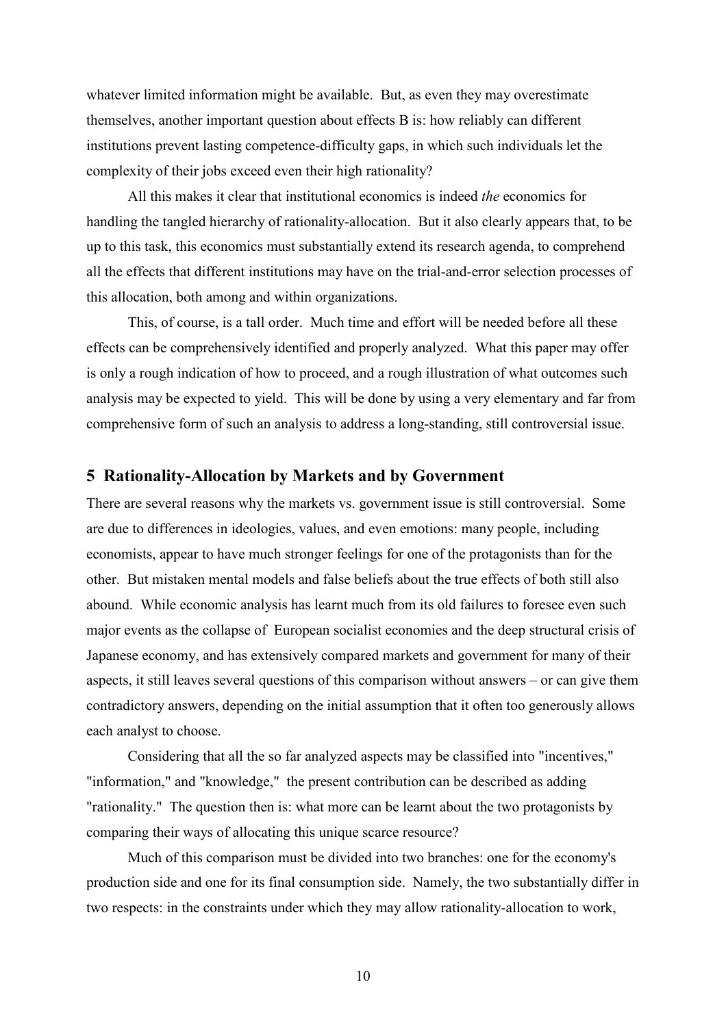whatever limited information might be available. But, as even they may overestimate themselves, another important question about effects B is: how reliably can different institutions prevent lasting competence-difficulty gaps, in which such individuals let the complexity of their jobs exceed even their high rationality?

All this makes it clear that institutional economics is indeed *the* economics for handling the tangled hierarchy of rationality-allocation. But it also clearly appears that, to be up to this task, this economics must substantially extend its research agenda, to comprehend all the effects that different institutions may have on the trial-and-error selection processes of this allocation, both among and within organizations.

This, of course, is a tall order. Much time and effort will be needed before all these effects can be comprehensively identified and properly analyzed. What this paper may offer is only a rough indication of how to proceed, and a rough illustration of what outcomes such analysis may be expected to yield. This will be done by using a very elementary and far from comprehensive form of such an analysis to address a long-standing, still controversial issue.

## 5 Rationality-Allocation by Markets and by Government

There are several reasons why the markets vs. government issue is still controversial. Some are due to differences in ideologies, values, and even emotions: many people, including economists, appear to have much stronger feelings for one of the protagonists than for the other. But mistaken mental models and false beliefs about the true effects of both still also abound. While economic analysis has learnt much from its old failures to foresee even such major events as the collapse of European socialist economies and the deep structural crisis of Japanese economy, and has extensively compared markets and government for many of their aspects, it still leaves several questions of this comparison without answers – or can give them contradictory answers, depending on the initial assumption that it often too generously allows each analyst to choose.

Considering that all the so far analyzed aspects may be classified into "incentives," "information," and "knowledge," the present contribution can be described as adding "rationality." The question then is: what more can be learnt about the two protagonists by comparing their ways of allocating this unique scarce resource?

Much of this comparison must be divided into two branches: one for the economy's production side and one for its final consumption side. Namely, the two substantially differ in two respects: in the constraints under which they may allow rationality-allocation to work,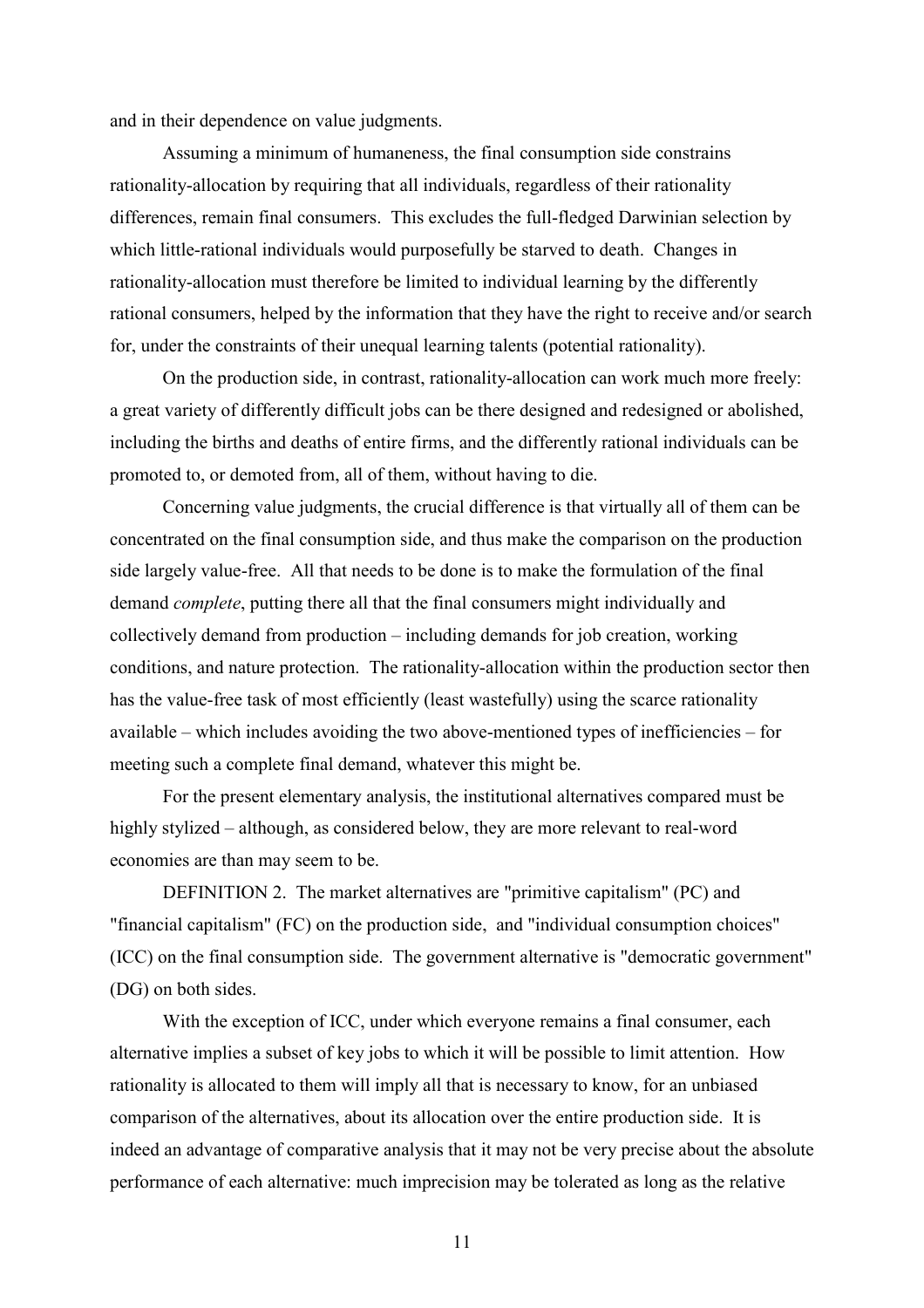and in their dependence on value judgments.

Assuming a minimum of humaneness, the final consumption side constrains rationality-allocation by requiring that all individuals, regardless of their rationality differences, remain final consumers. This excludes the full-fledged Darwinian selection by which little-rational individuals would purposefully be starved to death. Changes in rationality-allocation must therefore be limited to individual learning by the differently rational consumers, helped by the information that they have the right to receive and/or search for, under the constraints of their unequal learning talents (potential rationality).

On the production side, in contrast, rationality-allocation can work much more freely: a great variety of differently difficult jobs can be there designed and redesigned or abolished, including the births and deaths of entire firms, and the differently rational individuals can be promoted to, or demoted from, all of them, without having to die.

Concerning value judgments, the crucial difference is that virtually all of them can be concentrated on the final consumption side, and thus make the comparison on the production side largely value-free. All that needs to be done is to make the formulation of the final demand *complete*, putting there all that the final consumers might individually and collectively demand from production – including demands for job creation, working conditions, and nature protection. The rationality-allocation within the production sector then has the value-free task of most efficiently (least wastefully) using the scarce rationality available – which includes avoiding the two above-mentioned types of inefficiencies – for meeting such a complete final demand, whatever this might be.

For the present elementary analysis, the institutional alternatives compared must be highly stylized – although, as considered below, they are more relevant to real-word economies are than may seem to be.

DEFINITION 2. The market alternatives are "primitive capitalism" (PC) and "financial capitalism" (FC) on the production side, and "individual consumption choices" (ICC) on the final consumption side. The government alternative is "democratic government" (DG) on both sides.

With the exception of ICC, under which everyone remains a final consumer, each alternative implies a subset of key jobs to which it will be possible to limit attention. How rationality is allocated to them will imply all that is necessary to know, for an unbiased comparison of the alternatives, about its allocation over the entire production side. It is indeed an advantage of comparative analysis that it may not be very precise about the absolute performance of each alternative: much imprecision may be tolerated as long as the relative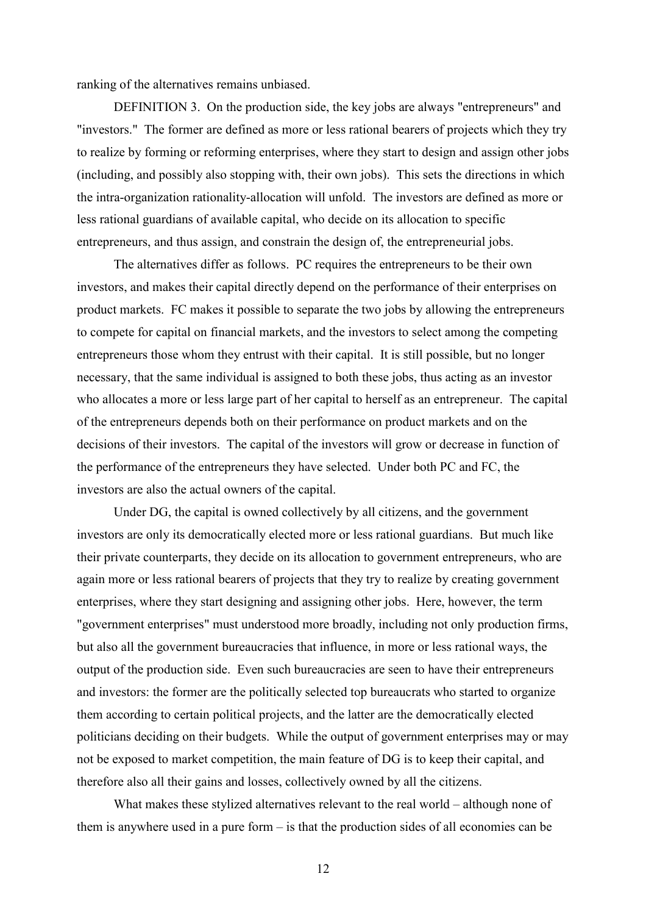ranking of the alternatives remains unbiased.

DEFINITION 3. On the production side, the key jobs are always "entrepreneurs" and "investors." The former are defined as more or less rational bearers of projects which they try to realize by forming or reforming enterprises, where they start to design and assign other jobs (including, and possibly also stopping with, their own jobs). This sets the directions in which the intra-organization rationality-allocation will unfold. The investors are defined as more or less rational guardians of available capital, who decide on its allocation to specific entrepreneurs, and thus assign, and constrain the design of, the entrepreneurial jobs.

The alternatives differ as follows. PC requires the entrepreneurs to be their own investors, and makes their capital directly depend on the performance of their enterprises on product markets. FC makes it possible to separate the two jobs by allowing the entrepreneurs to compete for capital on financial markets, and the investors to select among the competing entrepreneurs those whom they entrust with their capital. It is still possible, but no longer necessary, that the same individual is assigned to both these jobs, thus acting as an investor who allocates a more or less large part of her capital to herself as an entrepreneur. The capital of the entrepreneurs depends both on their performance on product markets and on the decisions of their investors. The capital of the investors will grow or decrease in function of the performance of the entrepreneurs they have selected. Under both PC and FC, the investors are also the actual owners of the capital.

Under DG, the capital is owned collectively by all citizens, and the government investors are only its democratically elected more or less rational guardians. But much like their private counterparts, they decide on its allocation to government entrepreneurs, who are again more or less rational bearers of projects that they try to realize by creating government enterprises, where they start designing and assigning other jobs. Here, however, the term "government enterprises" must understood more broadly, including not only production firms, but also all the government bureaucracies that influence, in more or less rational ways, the output of the production side. Even such bureaucracies are seen to have their entrepreneurs and investors: the former are the politically selected top bureaucrats who started to organize them according to certain political projects, and the latter are the democratically elected politicians deciding on their budgets. While the output of government enterprises may or may not be exposed to market competition, the main feature of DG is to keep their capital, and therefore also all their gains and losses, collectively owned by all the citizens.

What makes these stylized alternatives relevant to the real world – although none of them is anywhere used in a pure form – is that the production sides of all economies can be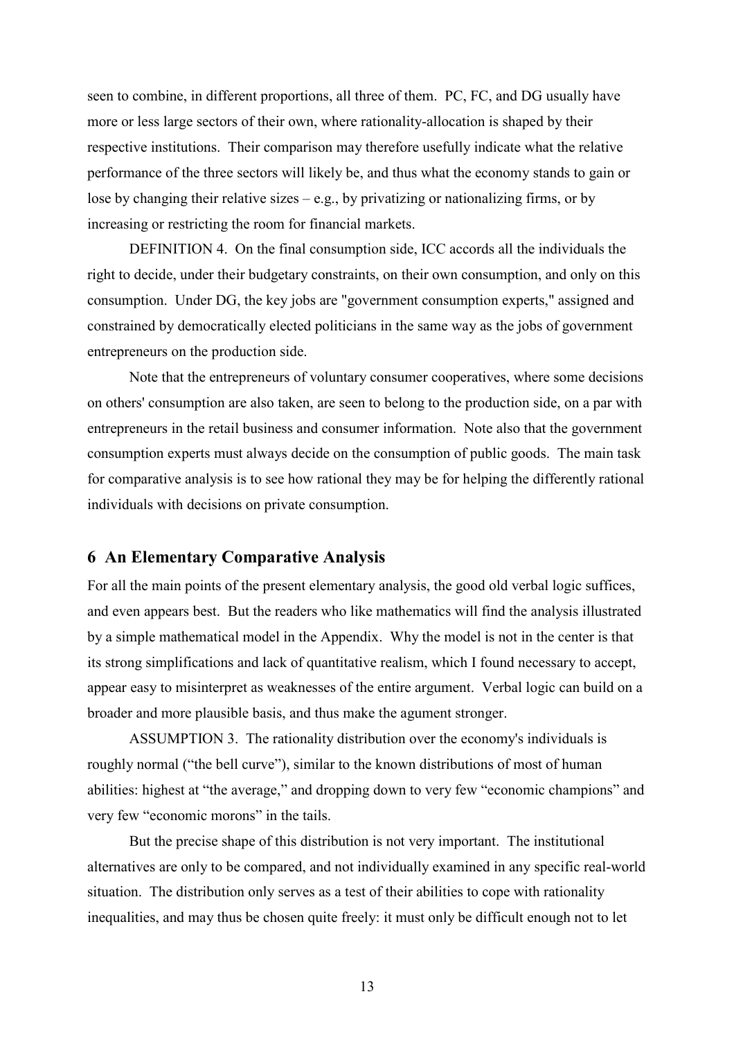seen to combine, in different proportions, all three of them. PC, FC, and DG usually have more or less large sectors of their own, where rationality-allocation is shaped by their respective institutions. Their comparison may therefore usefully indicate what the relative performance of the three sectors will likely be, and thus what the economy stands to gain or lose by changing their relative sizes – e.g., by privatizing or nationalizing firms, or by increasing or restricting the room for financial markets.

DEFINITION 4. On the final consumption side, ICC accords all the individuals the right to decide, under their budgetary constraints, on their own consumption, and only on this consumption. Under DG, the key jobs are "government consumption experts," assigned and constrained by democratically elected politicians in the same way as the jobs of government entrepreneurs on the production side.

Note that the entrepreneurs of voluntary consumer cooperatives, where some decisions on others' consumption are also taken, are seen to belong to the production side, on a par with entrepreneurs in the retail business and consumer information. Note also that the government consumption experts must always decide on the consumption of public goods. The main task for comparative analysis is to see how rational they may be for helping the differently rational individuals with decisions on private consumption.

## 6 An Elementary Comparative Analysis

For all the main points of the present elementary analysis, the good old verbal logic suffices, and even appears best. But the readers who like mathematics will find the analysis illustrated by a simple mathematical model in the Appendix. Why the model is not in the center is that its strong simplifications and lack of quantitative realism, which I found necessary to accept, appear easy to misinterpret as weaknesses of the entire argument. Verbal logic can build on a broader and more plausible basis, and thus make the agument stronger.

ASSUMPTION 3. The rationality distribution over the economy's individuals is roughly normal ("the bell curve"), similar to the known distributions of most of human abilities: highest at "the average," and dropping down to very few "economic champions" and very few "economic morons" in the tails.

But the precise shape of this distribution is not very important. The institutional alternatives are only to be compared, and not individually examined in any specific real-world situation. The distribution only serves as a test of their abilities to cope with rationality inequalities, and may thus be chosen quite freely: it must only be difficult enough not to let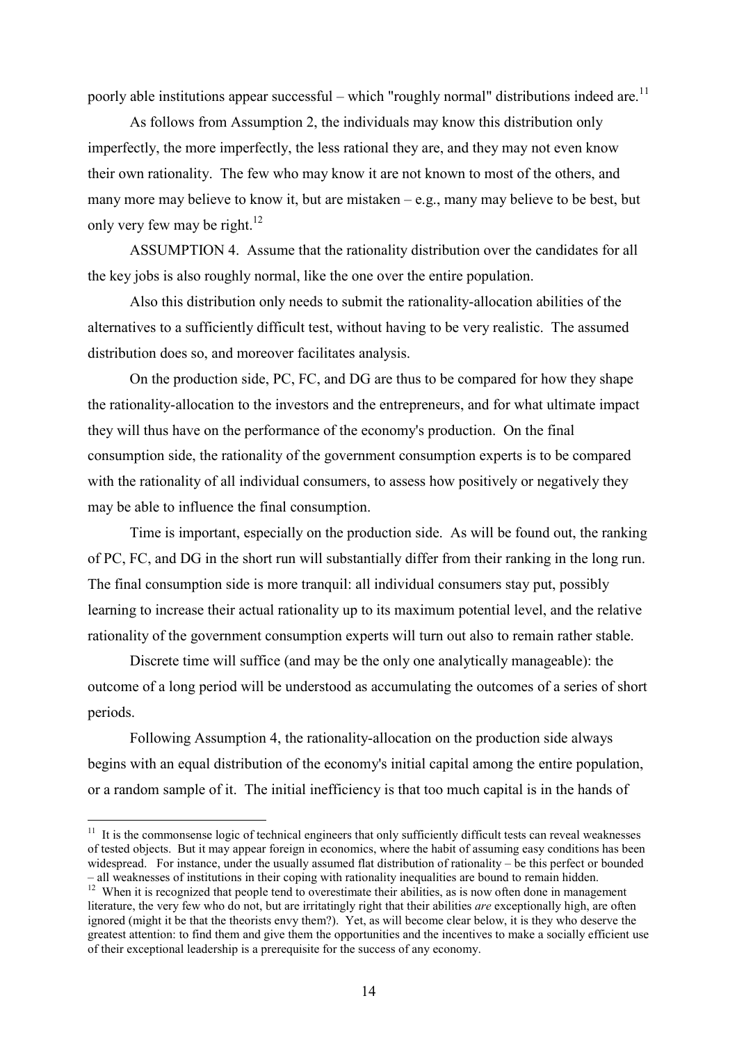poorly able institutions appear successful – which "roughly normal" distributions indeed are.[11]

As follows from Assumption 2, the individuals may know this distribution only imperfectly, the more imperfectly, the less rational they are, and they may not even know their own rationality. The few who may know it are not known to most of the others, and many more may believe to know it, but are mistaken – e.g., many may believe to be best, but only very few may be right.[12]

ASSUMPTION 4. Assume that the rationality distribution over the candidates for all the key jobs is also roughly normal, like the one over the entire population.

Also this distribution only needs to submit the rationality-allocation abilities of the alternatives to a sufficiently difficult test, without having to be very realistic. The assumed distribution does so, and moreover facilitates analysis.

On the production side, PC, FC, and DG are thus to be compared for how they shape the rationality-allocation to the investors and the entrepreneurs, and for what ultimate impact they will thus have on the performance of the economy's production. On the final consumption side, the rationality of the government consumption experts is to be compared with the rationality of all individual consumers, to assess how positively or negatively they may be able to influence the final consumption.

Time is important, especially on the production side. As will be found out, the ranking of PC, FC, and DG in the short run will substantially differ from their ranking in the long run. The final consumption side is more tranquil: all individual consumers stay put, possibly learning to increase their actual rationality up to its maximum potential level, and the relative rationality of the government consumption experts will turn out also to remain rather stable.

Discrete time will suffice (and may be the only one analytically manageable): the outcome of a long period will be understood as accumulating the outcomes of a series of short periods.

Following Assumption 4, the rationality-allocation on the production side always begins with an equal distribution of the economy's initial capital among the entire population, or a random sample of it. The initial inefficiency is that too much capital is in the hands of

---

[11] It is the commonsense logic of technical engineers that only sufficiently difficult tests can reveal weaknesses of tested objects. But it may appear foreign in economics, where the habit of assuming easy conditions has been widespread. For instance, under the usually assumed flat distribution of rationality – be this perfect or bounded – all weaknesses of institutions in their coping with rationality inequalities are bound to remain hidden.

[12] When it is recognized that people tend to overestimate their abilities, as is now often done in management literature, the very few who do not, but are irritatingly right that their abilities *are* exceptionally high, are often ignored (might it be that the theorists envy them?). Yet, as will become clear below, it is they who deserve the greatest attention: to find them and give them the opportunities and the incentives to make a socially efficient use of their exceptional leadership is a prerequisite for the success of any economy.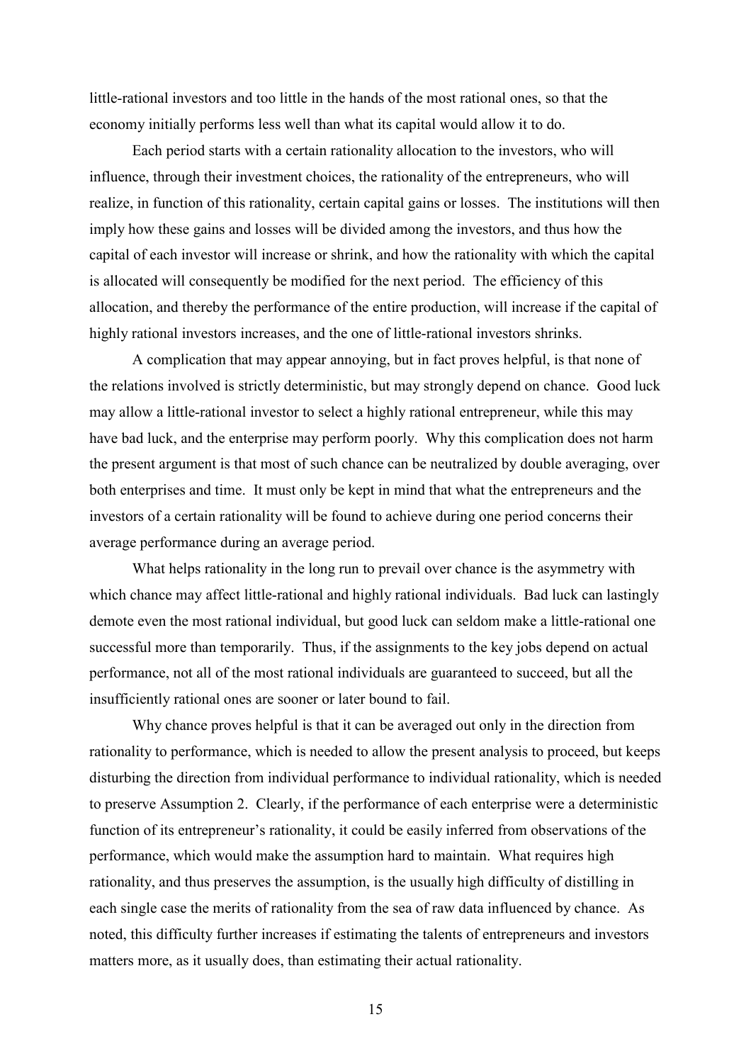little-rational investors and too little in the hands of the most rational ones, so that the economy initially performs less well than what its capital would allow it to do.

Each period starts with a certain rationality allocation to the investors, who will influence, through their investment choices, the rationality of the entrepreneurs, who will realize, in function of this rationality, certain capital gains or losses. The institutions will then imply how these gains and losses will be divided among the investors, and thus how the capital of each investor will increase or shrink, and how the rationality with which the capital is allocated will consequently be modified for the next period. The efficiency of this allocation, and thereby the performance of the entire production, will increase if the capital of highly rational investors increases, and the one of little-rational investors shrinks.

A complication that may appear annoying, but in fact proves helpful, is that none of the relations involved is strictly deterministic, but may strongly depend on chance. Good luck may allow a little-rational investor to select a highly rational entrepreneur, while this may have bad luck, and the enterprise may perform poorly. Why this complication does not harm the present argument is that most of such chance can be neutralized by double averaging, over both enterprises and time. It must only be kept in mind that what the entrepreneurs and the investors of a certain rationality will be found to achieve during one period concerns their average performance during an average period.

What helps rationality in the long run to prevail over chance is the asymmetry with which chance may affect little-rational and highly rational individuals. Bad luck can lastingly demote even the most rational individual, but good luck can seldom make a little-rational one successful more than temporarily. Thus, if the assignments to the key jobs depend on actual performance, not all of the most rational individuals are guaranteed to succeed, but all the insufficiently rational ones are sooner or later bound to fail.

Why chance proves helpful is that it can be averaged out only in the direction from rationality to performance, which is needed to allow the present analysis to proceed, but keeps disturbing the direction from individual performance to individual rationality, which is needed to preserve Assumption 2. Clearly, if the performance of each enterprise were a deterministic function of its entrepreneur's rationality, it could be easily inferred from observations of the performance, which would make the assumption hard to maintain. What requires high rationality, and thus preserves the assumption, is the usually high difficulty of distilling in each single case the merits of rationality from the sea of raw data influenced by chance. As noted, this difficulty further increases if estimating the talents of entrepreneurs and investors matters more, as it usually does, than estimating their actual rationality.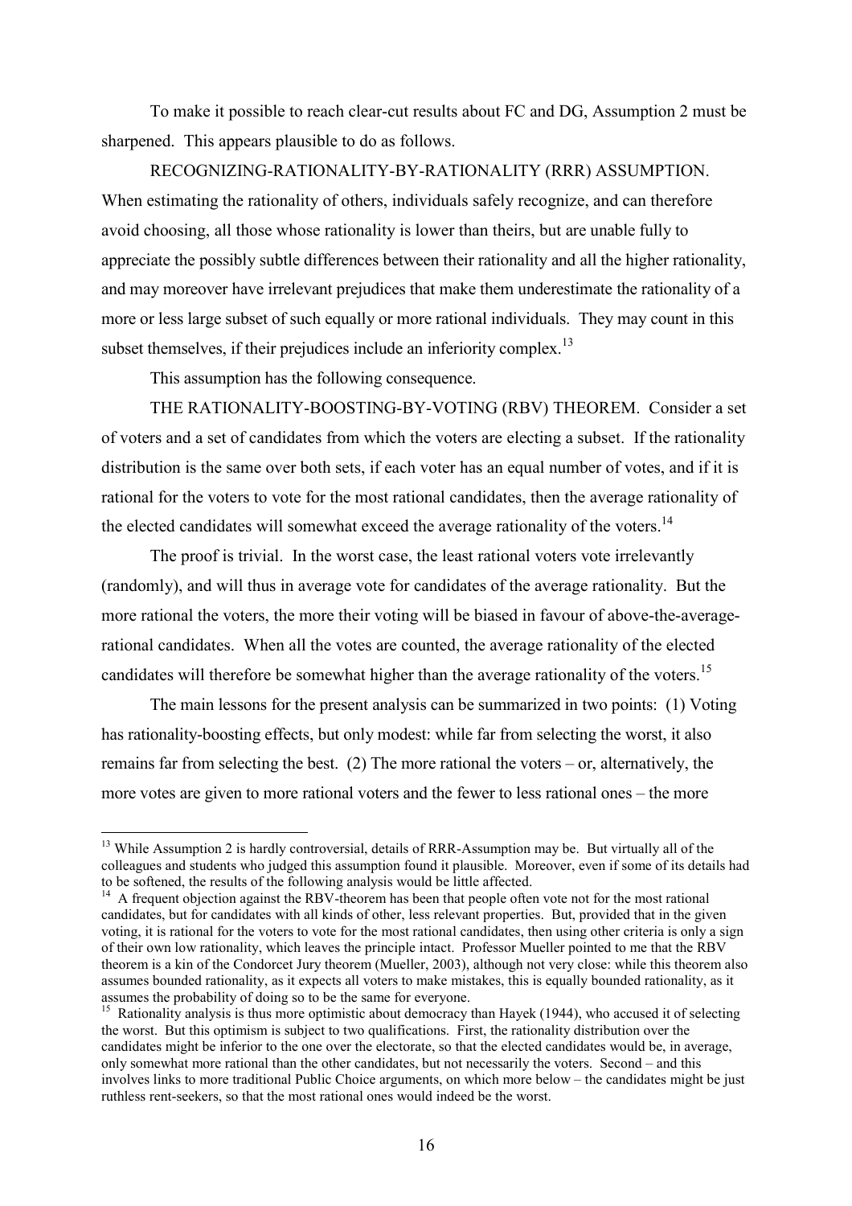To make it possible to reach clear-cut results about FC and DG, Assumption 2 must be sharpened. This appears plausible to do as follows.

RECOGNIZING-RATIONALITY-BY-RATIONALITY (RRR) ASSUMPTION. When estimating the rationality of others, individuals safely recognize, and can therefore avoid choosing, all those whose rationality is lower than theirs, but are unable fully to appreciate the possibly subtle differences between their rationality and all the higher rationality, and may moreover have irrelevant prejudices that make them underestimate the rationality of a more or less large subset of such equally or more rational individuals. They may count in this subset themselves, if their prejudices include an inferiority complex.[13]

This assumption has the following consequence.

THE RATIONALITY-BOOSTING-BY-VOTING (RBV) THEOREM. Consider a set of voters and a set of candidates from which the voters are electing a subset. If the rationality distribution is the same over both sets, if each voter has an equal number of votes, and if it is rational for the voters to vote for the most rational candidates, then the average rationality of the elected candidates will somewhat exceed the average rationality of the voters.[14]

The proof is trivial. In the worst case, the least rational voters vote irrelevantly (randomly), and will thus in average vote for candidates of the average rationality. But the more rational the voters, the more their voting will be biased in favour of above-the-average-rational candidates. When all the votes are counted, the average rationality of the elected candidates will therefore be somewhat higher than the average rationality of the voters.[15]

The main lessons for the present analysis can be summarized in two points: (1) Voting has rationality-boosting effects, but only modest: while far from selecting the worst, it also remains far from selecting the best. (2) The more rational the voters – or, alternatively, the more votes are given to more rational voters and the fewer to less rational ones – the more

---

[13] While Assumption 2 is hardly controversial, details of RRR-Assumption may be. But virtually all of the colleagues and students who judged this assumption found it plausible. Moreover, even if some of its details had to be softened, the results of the following analysis would be little affected.

[14] A frequent objection against the RBV-theorem has been that people often vote not for the most rational candidates, but for candidates with all kinds of other, less relevant properties. But, provided that in the given voting, it is rational for the voters to vote for the most rational candidates, then using other criteria is only a sign of their own low rationality, which leaves the principle intact. Professor Mueller pointed to me that the RBV theorem is a kin of the Condorcet Jury theorem (Mueller, 2003), although not very close: while this theorem also assumes bounded rationality, as it expects all voters to make mistakes, this is equally bounded rationality, as it assumes the probability of doing so to be the same for everyone.

[15] Rationality analysis is thus more optimistic about democracy than Hayek (1944), who accused it of selecting the worst. But this optimism is subject to two qualifications. First, the rationality distribution over the candidates might be inferior to the one over the electorate, so that the elected candidates would be, in average, only somewhat more rational than the other candidates, but not necessarily the voters. Second – and this involves links to more traditional Public Choice arguments, on which more below – the candidates might be just ruthless rent-seekers, so that the most rational ones would indeed be the worst.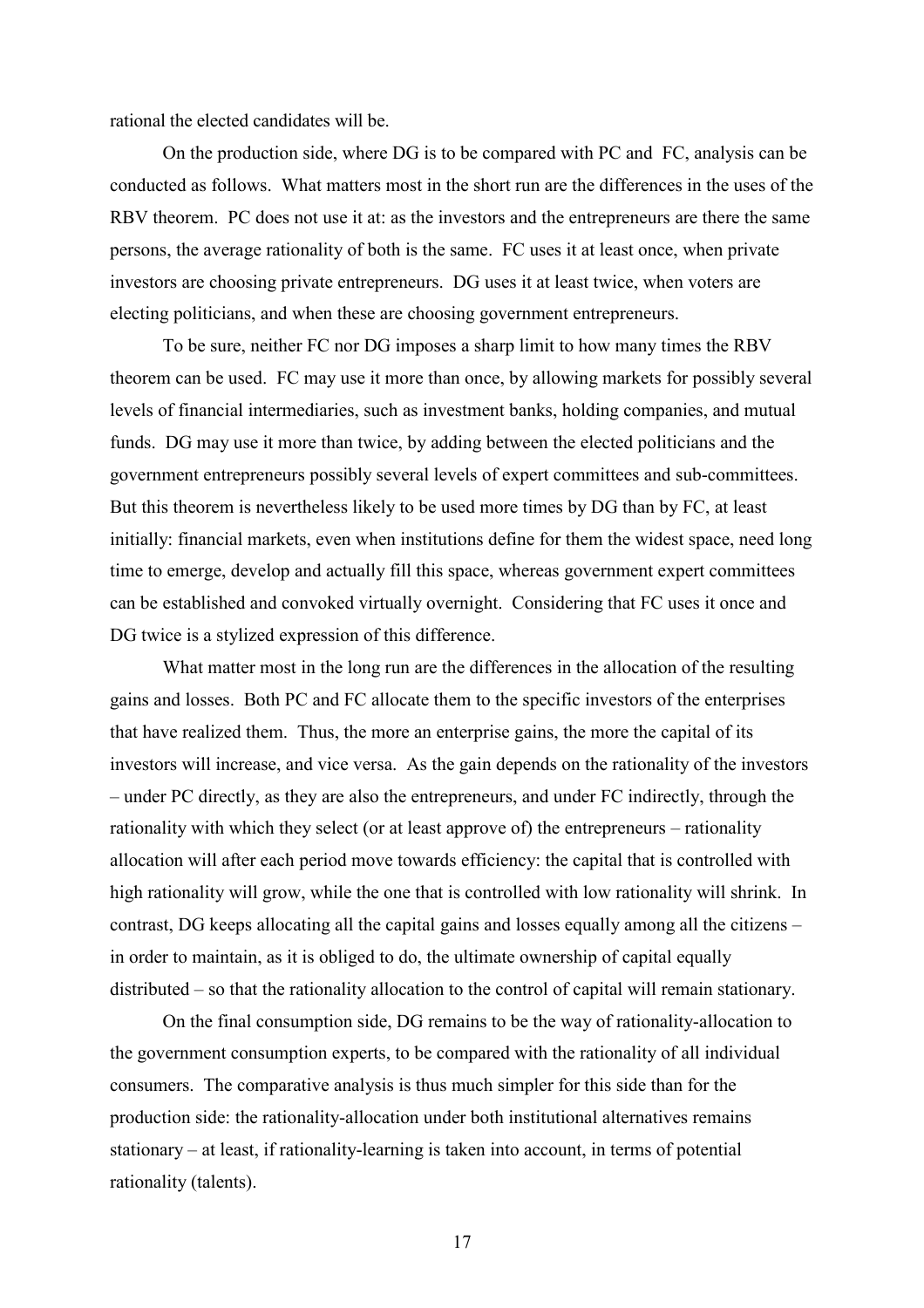rational the elected candidates will be.

On the production side, where DG is to be compared with PC and FC, analysis can be conducted as follows. What matters most in the short run are the differences in the uses of the RBV theorem. PC does not use it at: as the investors and the entrepreneurs are there the same persons, the average rationality of both is the same. FC uses it at least once, when private investors are choosing private entrepreneurs. DG uses it at least twice, when voters are electing politicians, and when these are choosing government entrepreneurs.

To be sure, neither FC nor DG imposes a sharp limit to how many times the RBV theorem can be used. FC may use it more than once, by allowing markets for possibly several levels of financial intermediaries, such as investment banks, holding companies, and mutual funds. DG may use it more than twice, by adding between the elected politicians and the government entrepreneurs possibly several levels of expert committees and sub-committees. But this theorem is nevertheless likely to be used more times by DG than by FC, at least initially: financial markets, even when institutions define for them the widest space, need long time to emerge, develop and actually fill this space, whereas government expert committees can be established and convoked virtually overnight. Considering that FC uses it once and DG twice is a stylized expression of this difference.

What matter most in the long run are the differences in the allocation of the resulting gains and losses. Both PC and FC allocate them to the specific investors of the enterprises that have realized them. Thus, the more an enterprise gains, the more the capital of its investors will increase, and vice versa. As the gain depends on the rationality of the investors – under PC directly, as they are also the entrepreneurs, and under FC indirectly, through the rationality with which they select (or at least approve of) the entrepreneurs – rationality allocation will after each period move towards efficiency: the capital that is controlled with high rationality will grow, while the one that is controlled with low rationality will shrink. In contrast, DG keeps allocating all the capital gains and losses equally among all the citizens – in order to maintain, as it is obliged to do, the ultimate ownership of capital equally distributed – so that the rationality allocation to the control of capital will remain stationary.

On the final consumption side, DG remains to be the way of rationality-allocation to the government consumption experts, to be compared with the rationality of all individual consumers. The comparative analysis is thus much simpler for this side than for the production side: the rationality-allocation under both institutional alternatives remains stationary – at least, if rationality-learning is taken into account, in terms of potential rationality (talents).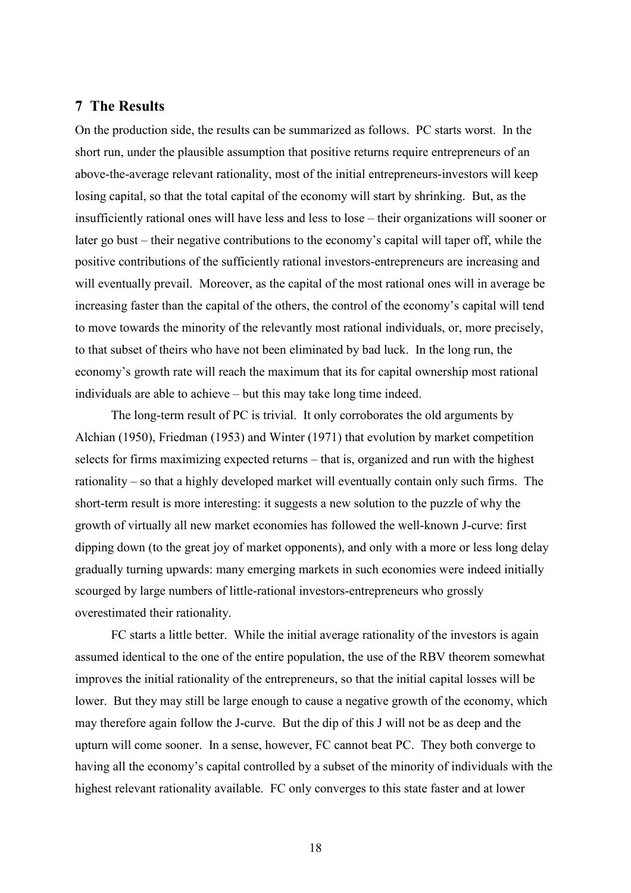## 7 The Results

On the production side, the results can be summarized as follows. PC starts worst. In the short run, under the plausible assumption that positive returns require entrepreneurs of an above-the-average relevant rationality, most of the initial entrepreneurs-investors will keep losing capital, so that the total capital of the economy will start by shrinking. But, as the insufficiently rational ones will have less and less to lose – their organizations will sooner or later go bust – their negative contributions to the economy's capital will taper off, while the positive contributions of the sufficiently rational investors-entrepreneurs are increasing and will eventually prevail. Moreover, as the capital of the most rational ones will in average be increasing faster than the capital of the others, the control of the economy's capital will tend to move towards the minority of the relevantly most rational individuals, or, more precisely, to that subset of theirs who have not been eliminated by bad luck. In the long run, the economy's growth rate will reach the maximum that its for capital ownership most rational individuals are able to achieve – but this may take long time indeed.

The long-term result of PC is trivial. It only corroborates the old arguments by Alchian (1950), Friedman (1953) and Winter (1971) that evolution by market competition selects for firms maximizing expected returns – that is, organized and run with the highest rationality – so that a highly developed market will eventually contain only such firms. The short-term result is more interesting: it suggests a new solution to the puzzle of why the growth of virtually all new market economies has followed the well-known J-curve: first dipping down (to the great joy of market opponents), and only with a more or less long delay gradually turning upwards: many emerging markets in such economies were indeed initially scourged by large numbers of little-rational investors-entrepreneurs who grossly overestimated their rationality.

FC starts a little better. While the initial average rationality of the investors is again assumed identical to the one of the entire population, the use of the RBV theorem somewhat improves the initial rationality of the entrepreneurs, so that the initial capital losses will be lower. But they may still be large enough to cause a negative growth of the economy, which may therefore again follow the J-curve. But the dip of this J will not be as deep and the upturn will come sooner. In a sense, however, FC cannot beat PC. They both converge to having all the economy's capital controlled by a subset of the minority of individuals with the highest relevant rationality available. FC only converges to this state faster and at lower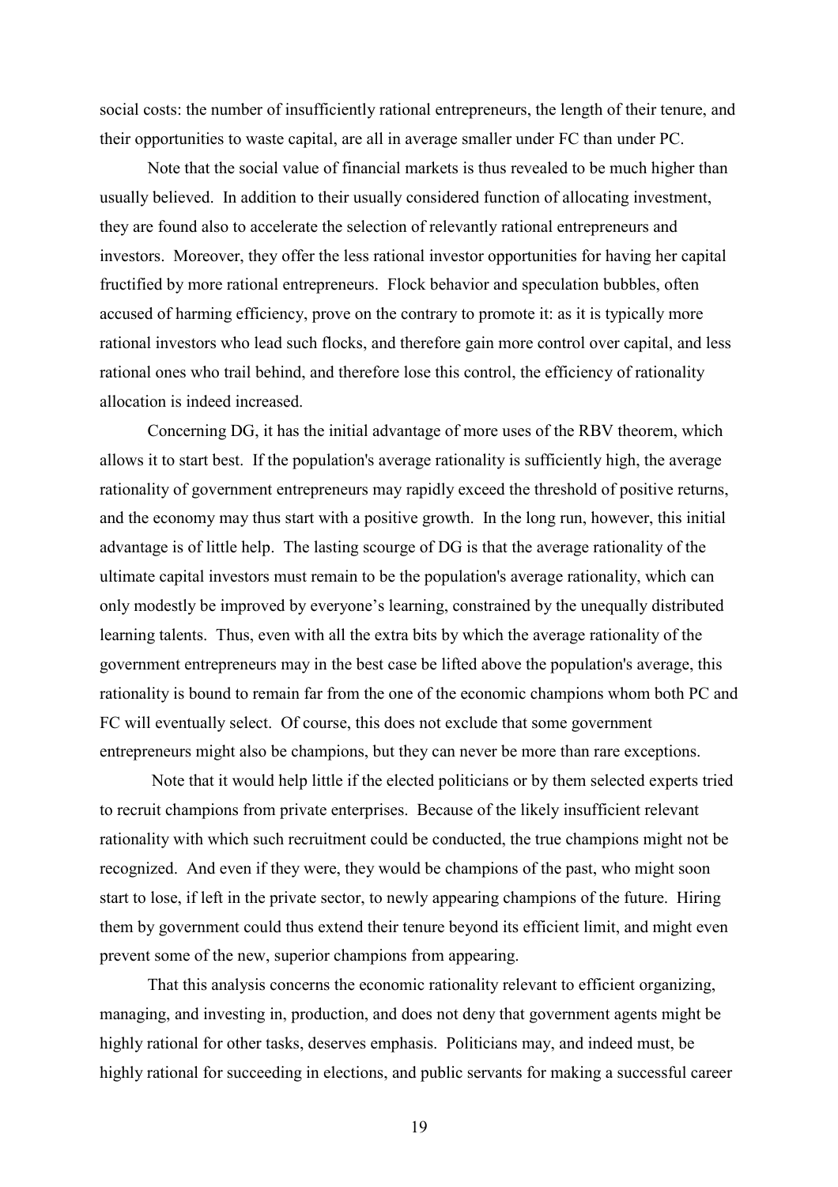social costs: the number of insufficiently rational entrepreneurs, the length of their tenure, and their opportunities to waste capital, are all in average smaller under FC than under PC.

Note that the social value of financial markets is thus revealed to be much higher than usually believed. In addition to their usually considered function of allocating investment, they are found also to accelerate the selection of relevantly rational entrepreneurs and investors. Moreover, they offer the less rational investor opportunities for having her capital fructified by more rational entrepreneurs. Flock behavior and speculation bubbles, often accused of harming efficiency, prove on the contrary to promote it: as it is typically more rational investors who lead such flocks, and therefore gain more control over capital, and less rational ones who trail behind, and therefore lose this control, the efficiency of rationality allocation is indeed increased.

Concerning DG, it has the initial advantage of more uses of the RBV theorem, which allows it to start best. If the population's average rationality is sufficiently high, the average rationality of government entrepreneurs may rapidly exceed the threshold of positive returns, and the economy may thus start with a positive growth. In the long run, however, this initial advantage is of little help. The lasting scourge of DG is that the average rationality of the ultimate capital investors must remain to be the population's average rationality, which can only modestly be improved by everyone's learning, constrained by the unequally distributed learning talents. Thus, even with all the extra bits by which the average rationality of the government entrepreneurs may in the best case be lifted above the population's average, this rationality is bound to remain far from the one of the economic champions whom both PC and FC will eventually select. Of course, this does not exclude that some government entrepreneurs might also be champions, but they can never be more than rare exceptions.

Note that it would help little if the elected politicians or by them selected experts tried to recruit champions from private enterprises. Because of the likely insufficient relevant rationality with which such recruitment could be conducted, the true champions might not be recognized. And even if they were, they would be champions of the past, who might soon start to lose, if left in the private sector, to newly appearing champions of the future. Hiring them by government could thus extend their tenure beyond its efficient limit, and might even prevent some of the new, superior champions from appearing.

That this analysis concerns the economic rationality relevant to efficient organizing, managing, and investing in, production, and does not deny that government agents might be highly rational for other tasks, deserves emphasis. Politicians may, and indeed must, be highly rational for succeeding in elections, and public servants for making a successful career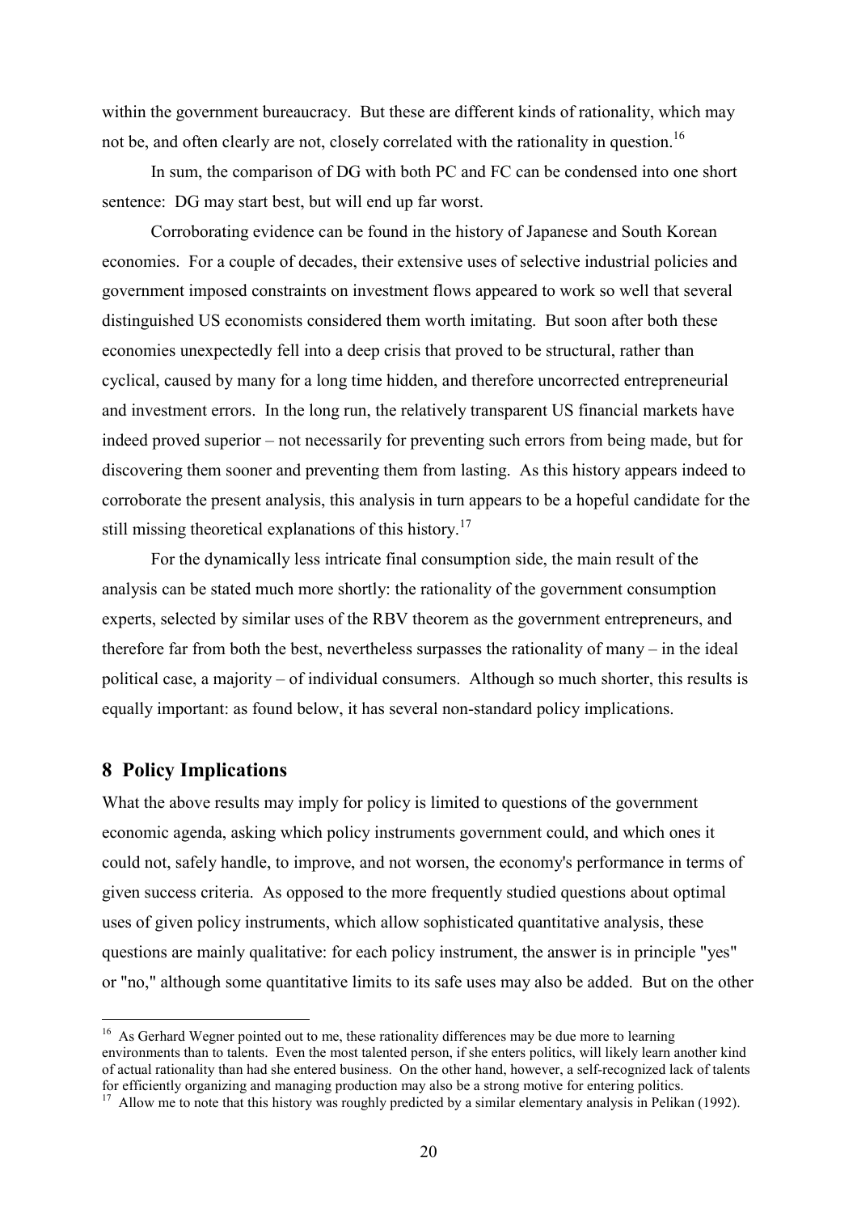within the government bureaucracy. But these are different kinds of rationality, which may not be, and often clearly are not, closely correlated with the rationality in question.[16]

In sum, the comparison of DG with both PC and FC can be condensed into one short sentence: DG may start best, but will end up far worst.

Corroborating evidence can be found in the history of Japanese and South Korean economies. For a couple of decades, their extensive uses of selective industrial policies and government imposed constraints on investment flows appeared to work so well that several distinguished US economists considered them worth imitating. But soon after both these economies unexpectedly fell into a deep crisis that proved to be structural, rather than cyclical, caused by many for a long time hidden, and therefore uncorrected entrepreneurial and investment errors. In the long run, the relatively transparent US financial markets have indeed proved superior – not necessarily for preventing such errors from being made, but for discovering them sooner and preventing them from lasting. As this history appears indeed to corroborate the present analysis, this analysis in turn appears to be a hopeful candidate for the still missing theoretical explanations of this history.[17]

For the dynamically less intricate final consumption side, the main result of the analysis can be stated much more shortly: the rationality of the government consumption experts, selected by similar uses of the RBV theorem as the government entrepreneurs, and therefore far from both the best, nevertheless surpasses the rationality of many – in the ideal political case, a majority – of individual consumers. Although so much shorter, this results is equally important: as found below, it has several non-standard policy implications.

## 8 Policy Implications

What the above results may imply for policy is limited to questions of the government economic agenda, asking which policy instruments government could, and which ones it could not, safely handle, to improve, and not worsen, the economy's performance in terms of given success criteria. As opposed to the more frequently studied questions about optimal uses of given policy instruments, which allow sophisticated quantitative analysis, these questions are mainly qualitative: for each policy instrument, the answer is in principle "yes" or "no," although some quantitative limits to its safe uses may also be added. But on the other

---

[16] As Gerhard Wegner pointed out to me, these rationality differences may be due more to learning environments than to talents. Even the most talented person, if she enters politics, will likely learn another kind of actual rationality than had she entered business. On the other hand, however, a self-recognized lack of talents for efficiently organizing and managing production may also be a strong motive for entering politics.

[17] Allow me to note that this history was roughly predicted by a similar elementary analysis in Pelikan (1992).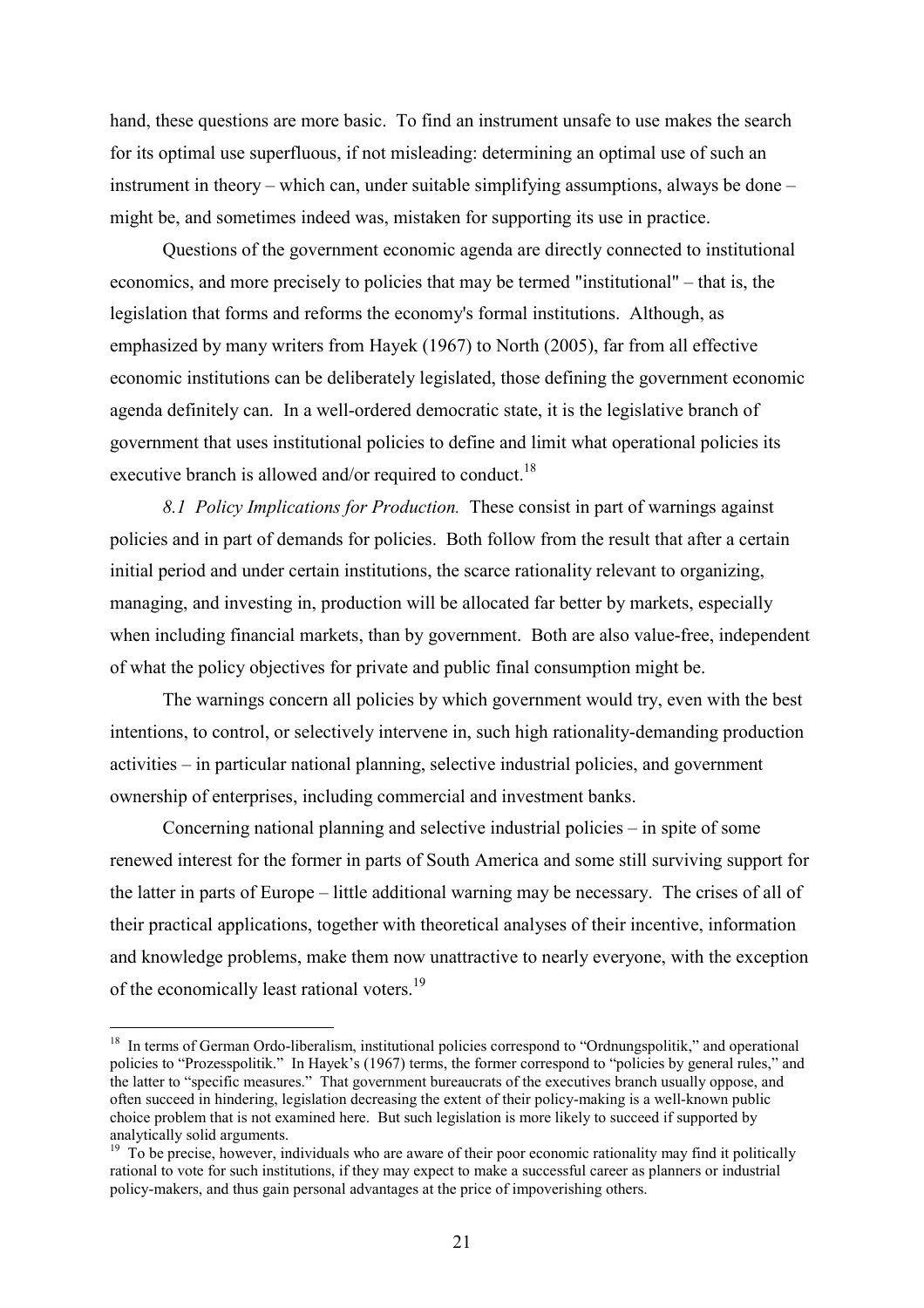hand, these questions are more basic. To find an instrument unsafe to use makes the search for its optimal use superfluous, if not misleading: determining an optimal use of such an instrument in theory – which can, under suitable simplifying assumptions, always be done – might be, and sometimes indeed was, mistaken for supporting its use in practice.

Questions of the government economic agenda are directly connected to institutional economics, and more precisely to policies that may be termed "institutional" – that is, the legislation that forms and reforms the economy's formal institutions. Although, as emphasized by many writers from Hayek (1967) to North (2005), far from all effective economic institutions can be deliberately legislated, those defining the government economic agenda definitely can. In a well-ordered democratic state, it is the legislative branch of government that uses institutional policies to define and limit what operational policies its executive branch is allowed and/or required to conduct.[18]

*8.1 Policy Implications for Production.* These consist in part of warnings against policies and in part of demands for policies. Both follow from the result that after a certain initial period and under certain institutions, the scarce rationality relevant to organizing, managing, and investing in, production will be allocated far better by markets, especially when including financial markets, than by government. Both are also value-free, independent of what the policy objectives for private and public final consumption might be.

The warnings concern all policies by which government would try, even with the best intentions, to control, or selectively intervene in, such high rationality-demanding production activities – in particular national planning, selective industrial policies, and government ownership of enterprises, including commercial and investment banks.

Concerning national planning and selective industrial policies – in spite of some renewed interest for the former in parts of South America and some still surviving support for the latter in parts of Europe – little additional warning may be necessary. The crises of all of their practical applications, together with theoretical analyses of their incentive, information and knowledge problems, make them now unattractive to nearly everyone, with the exception of the economically least rational voters.[19]

---

[18] In terms of German Ordo-liberalism, institutional policies correspond to "Ordnungspolitik," and operational policies to "Prozesspolitik." In Hayek's (1967) terms, the former correspond to "policies by general rules," and the latter to "specific measures." That government bureaucrats of the executives branch usually oppose, and often succeed in hindering, legislation decreasing the extent of their policy-making is a well-known public choice problem that is not examined here. But such legislation is more likely to succeed if supported by analytically solid arguments.

[19] To be precise, however, individuals who are aware of their poor economic rationality may find it politically rational to vote for such institutions, if they may expect to make a successful career as planners or industrial policy-makers, and thus gain personal advantages at the price of impoverishing others.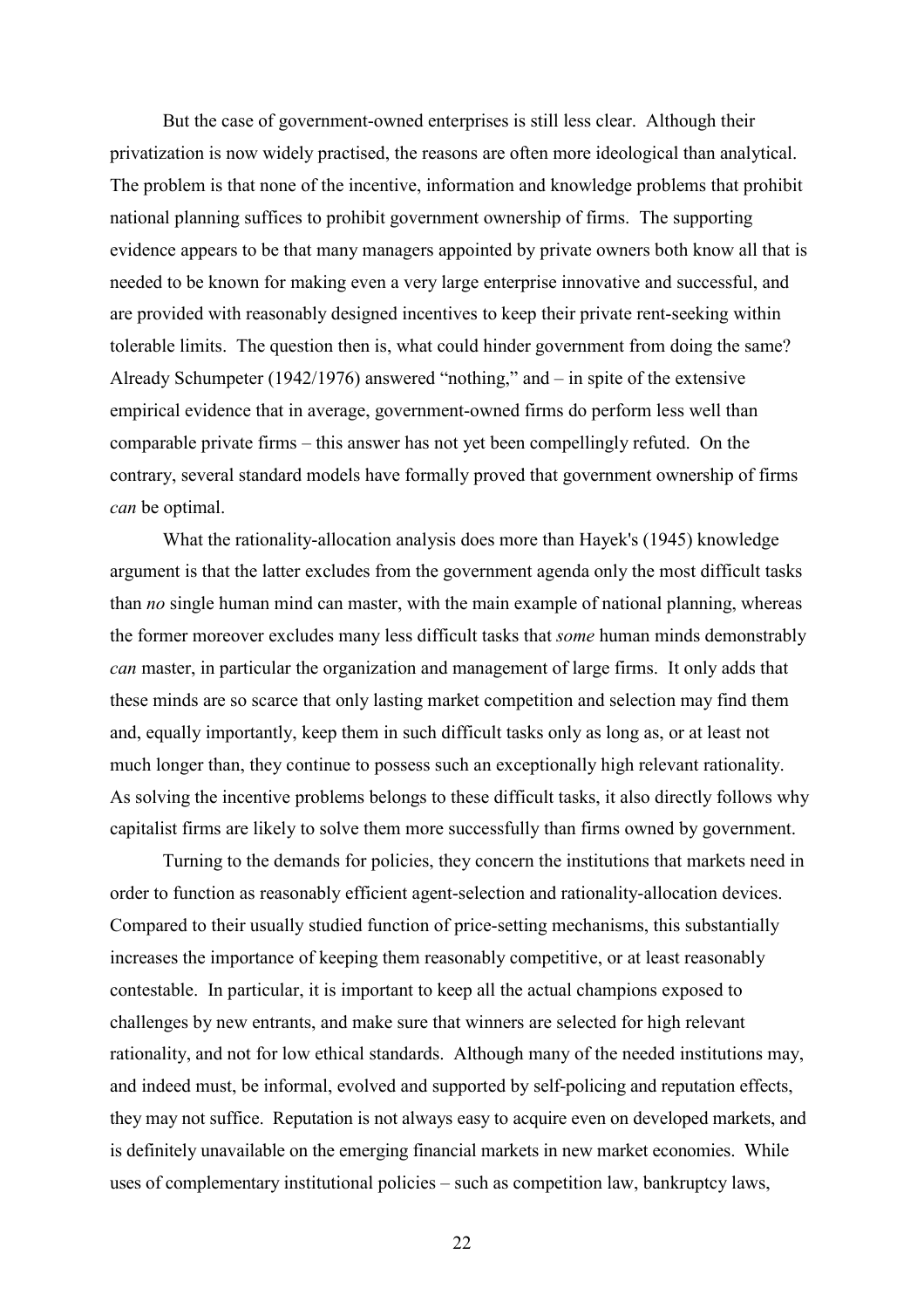But the case of government-owned enterprises is still less clear. Although their privatization is now widely practised, the reasons are often more ideological than analytical. The problem is that none of the incentive, information and knowledge problems that prohibit national planning suffices to prohibit government ownership of firms. The supporting evidence appears to be that many managers appointed by private owners both know all that is needed to be known for making even a very large enterprise innovative and successful, and are provided with reasonably designed incentives to keep their private rent-seeking within tolerable limits. The question then is, what could hinder government from doing the same? Already Schumpeter (1942/1976) answered "nothing," and – in spite of the extensive empirical evidence that in average, government-owned firms do perform less well than comparable private firms – this answer has not yet been compellingly refuted. On the contrary, several standard models have formally proved that government ownership of firms *can* be optimal.

What the rationality-allocation analysis does more than Hayek's (1945) knowledge argument is that the latter excludes from the government agenda only the most difficult tasks than *no* single human mind can master, with the main example of national planning, whereas the former moreover excludes many less difficult tasks that *some* human minds demonstrably *can* master, in particular the organization and management of large firms. It only adds that these minds are so scarce that only lasting market competition and selection may find them and, equally importantly, keep them in such difficult tasks only as long as, or at least not much longer than, they continue to possess such an exceptionally high relevant rationality. As solving the incentive problems belongs to these difficult tasks, it also directly follows why capitalist firms are likely to solve them more successfully than firms owned by government.

Turning to the demands for policies, they concern the institutions that markets need in order to function as reasonably efficient agent-selection and rationality-allocation devices. Compared to their usually studied function of price-setting mechanisms, this substantially increases the importance of keeping them reasonably competitive, or at least reasonably contestable. In particular, it is important to keep all the actual champions exposed to challenges by new entrants, and make sure that winners are selected for high relevant rationality, and not for low ethical standards. Although many of the needed institutions may, and indeed must, be informal, evolved and supported by self-policing and reputation effects, they may not suffice. Reputation is not always easy to acquire even on developed markets, and is definitely unavailable on the emerging financial markets in new market economies. While uses of complementary institutional policies – such as competition law, bankruptcy laws,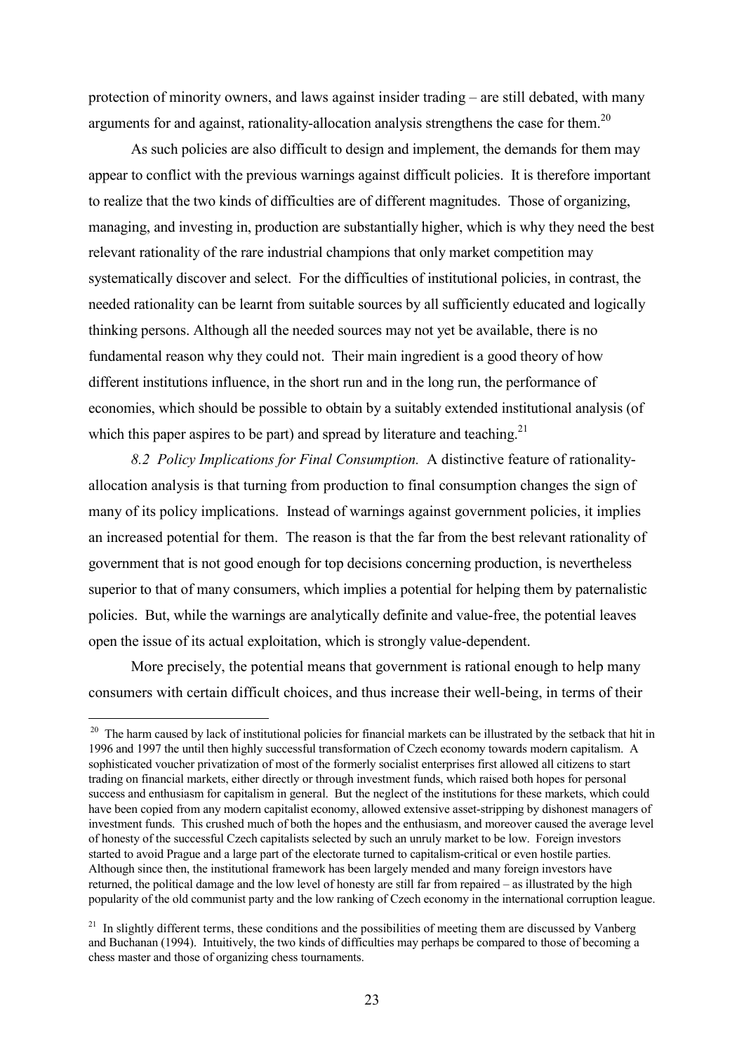protection of minority owners, and laws against insider trading – are still debated, with many arguments for and against, rationality-allocation analysis strengthens the case for them.[20]

As such policies are also difficult to design and implement, the demands for them may appear to conflict with the previous warnings against difficult policies. It is therefore important to realize that the two kinds of difficulties are of different magnitudes. Those of organizing, managing, and investing in, production are substantially higher, which is why they need the best relevant rationality of the rare industrial champions that only market competition may systematically discover and select. For the difficulties of institutional policies, in contrast, the needed rationality can be learnt from suitable sources by all sufficiently educated and logically thinking persons. Although all the needed sources may not yet be available, there is no fundamental reason why they could not. Their main ingredient is a good theory of how different institutions influence, in the short run and in the long run, the performance of economies, which should be possible to obtain by a suitably extended institutional analysis (of which this paper aspires to be part) and spread by literature and teaching.[21]

*8.2 Policy Implications for Final Consumption.* A distinctive feature of rationality-allocation analysis is that turning from production to final consumption changes the sign of many of its policy implications. Instead of warnings against government policies, it implies an increased potential for them. The reason is that the far from the best relevant rationality of government that is not good enough for top decisions concerning production, is nevertheless superior to that of many consumers, which implies a potential for helping them by paternalistic policies. But, while the warnings are analytically definite and value-free, the potential leaves open the issue of its actual exploitation, which is strongly value-dependent.

More precisely, the potential means that government is rational enough to help many consumers with certain difficult choices, and thus increase their well-being, in terms of their

---

[20] The harm caused by lack of institutional policies for financial markets can be illustrated by the setback that hit in 1996 and 1997 the until then highly successful transformation of Czech economy towards modern capitalism. A sophisticated voucher privatization of most of the formerly socialist enterprises first allowed all citizens to start trading on financial markets, either directly or through investment funds, which raised both hopes for personal success and enthusiasm for capitalism in general. But the neglect of the institutions for these markets, which could have been copied from any modern capitalist economy, allowed extensive asset-stripping by dishonest managers of investment funds. This crushed much of both the hopes and the enthusiasm, and moreover caused the average level of honesty of the successful Czech capitalists selected by such an unruly market to be low. Foreign investors started to avoid Prague and a large part of the electorate turned to capitalism-critical or even hostile parties. Although since then, the institutional framework has been largely mended and many foreign investors have returned, the political damage and the low level of honesty are still far from repaired – as illustrated by the high popularity of the old communist party and the low ranking of Czech economy in the international corruption league.

[21] In slightly different terms, these conditions and the possibilities of meeting them are discussed by Vanberg and Buchanan (1994). Intuitively, the two kinds of difficulties may perhaps be compared to those of becoming a chess master and those of organizing chess tournaments.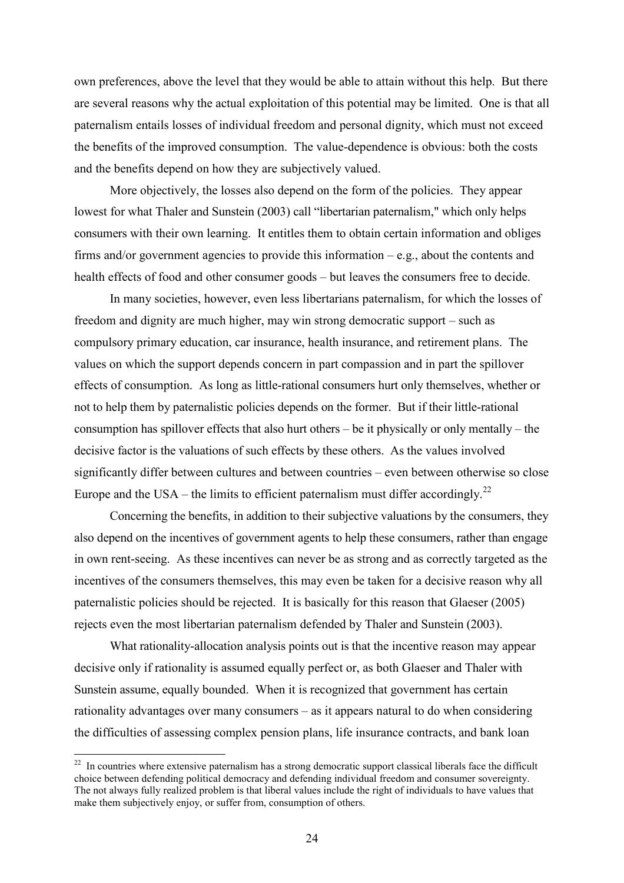own preferences, above the level that they would be able to attain without this help. But there are several reasons why the actual exploitation of this potential may be limited. One is that all paternalism entails losses of individual freedom and personal dignity, which must not exceed the benefits of the improved consumption. The value-dependence is obvious: both the costs and the benefits depend on how they are subjectively valued.

More objectively, the losses also depend on the form of the policies. They appear lowest for what Thaler and Sunstein (2003) call "libertarian paternalism," which only helps consumers with their own learning. It entitles them to obtain certain information and obliges firms and/or government agencies to provide this information – e.g., about the contents and health effects of food and other consumer goods – but leaves the consumers free to decide.

In many societies, however, even less libertarians paternalism, for which the losses of freedom and dignity are much higher, may win strong democratic support – such as compulsory primary education, car insurance, health insurance, and retirement plans. The values on which the support depends concern in part compassion and in part the spillover effects of consumption. As long as little-rational consumers hurt only themselves, whether or not to help them by paternalistic policies depends on the former. But if their little-rational consumption has spillover effects that also hurt others – be it physically or only mentally – the decisive factor is the valuations of such effects by these others. As the values involved significantly differ between cultures and between countries – even between otherwise so close Europe and the USA – the limits to efficient paternalism must differ accordingly.[22]

Concerning the benefits, in addition to their subjective valuations by the consumers, they also depend on the incentives of government agents to help these consumers, rather than engage in own rent-seeing. As these incentives can never be as strong and as correctly targeted as the incentives of the consumers themselves, this may even be taken for a decisive reason why all paternalistic policies should be rejected. It is basically for this reason that Glaeser (2005) rejects even the most libertarian paternalism defended by Thaler and Sunstein (2003).

What rationality-allocation analysis points out is that the incentive reason may appear decisive only if rationality is assumed equally perfect or, as both Glaeser and Thaler with Sunstein assume, equally bounded. When it is recognized that government has certain rationality advantages over many consumers – as it appears natural to do when considering the difficulties of assessing complex pension plans, life insurance contracts, and bank loan

[22] In countries where extensive paternalism has a strong democratic support classical liberals face the difficult choice between defending political democracy and defending individual freedom and consumer sovereignty. The not always fully realized problem is that liberal values include the right of individuals to have values that make them subjectively enjoy, or suffer from, consumption of others.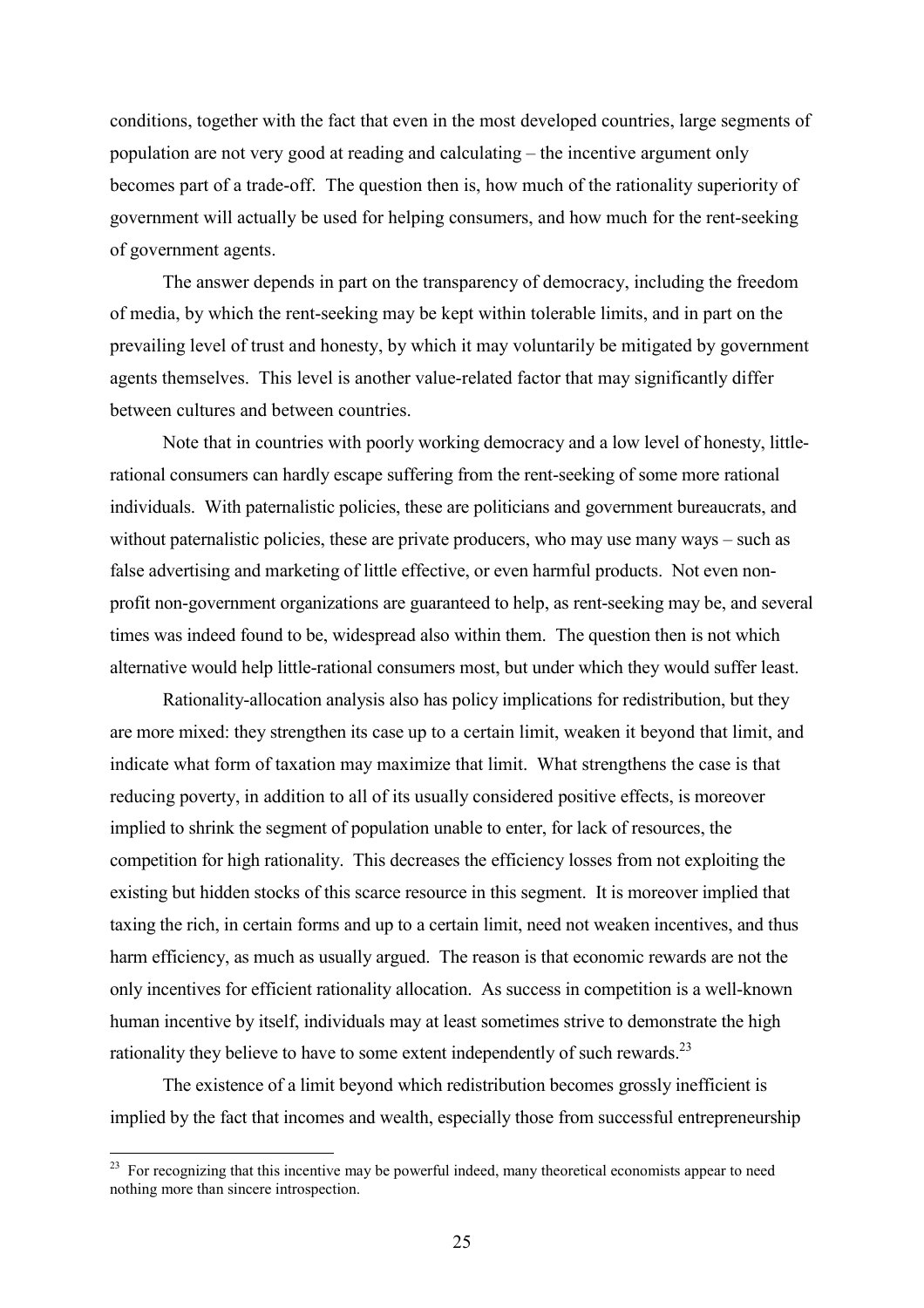conditions, together with the fact that even in the most developed countries, large segments of population are not very good at reading and calculating – the incentive argument only becomes part of a trade-off. The question then is, how much of the rationality superiority of government will actually be used for helping consumers, and how much for the rent-seeking of government agents.

The answer depends in part on the transparency of democracy, including the freedom of media, by which the rent-seeking may be kept within tolerable limits, and in part on the prevailing level of trust and honesty, by which it may voluntarily be mitigated by government agents themselves. This level is another value-related factor that may significantly differ between cultures and between countries.

Note that in countries with poorly working democracy and a low level of honesty, little-rational consumers can hardly escape suffering from the rent-seeking of some more rational individuals. With paternalistic policies, these are politicians and government bureaucrats, and without paternalistic policies, these are private producers, who may use many ways – such as false advertising and marketing of little effective, or even harmful products. Not even non-profit non-government organizations are guaranteed to help, as rent-seeking may be, and several times was indeed found to be, widespread also within them. The question then is not which alternative would help little-rational consumers most, but under which they would suffer least.

Rationality-allocation analysis also has policy implications for redistribution, but they are more mixed: they strengthen its case up to a certain limit, weaken it beyond that limit, and indicate what form of taxation may maximize that limit. What strengthens the case is that reducing poverty, in addition to all of its usually considered positive effects, is moreover implied to shrink the segment of population unable to enter, for lack of resources, the competition for high rationality. This decreases the efficiency losses from not exploiting the existing but hidden stocks of this scarce resource in this segment. It is moreover implied that taxing the rich, in certain forms and up to a certain limit, need not weaken incentives, and thus harm efficiency, as much as usually argued. The reason is that economic rewards are not the only incentives for efficient rationality allocation. As success in competition is a well-known human incentive by itself, individuals may at least sometimes strive to demonstrate the high rationality they believe to have to some extent independently of such rewards.[23]

The existence of a limit beyond which redistribution becomes grossly inefficient is implied by the fact that incomes and wealth, especially those from successful entrepreneurship

[23] For recognizing that this incentive may be powerful indeed, many theoretical economists appear to need nothing more than sincere introspection.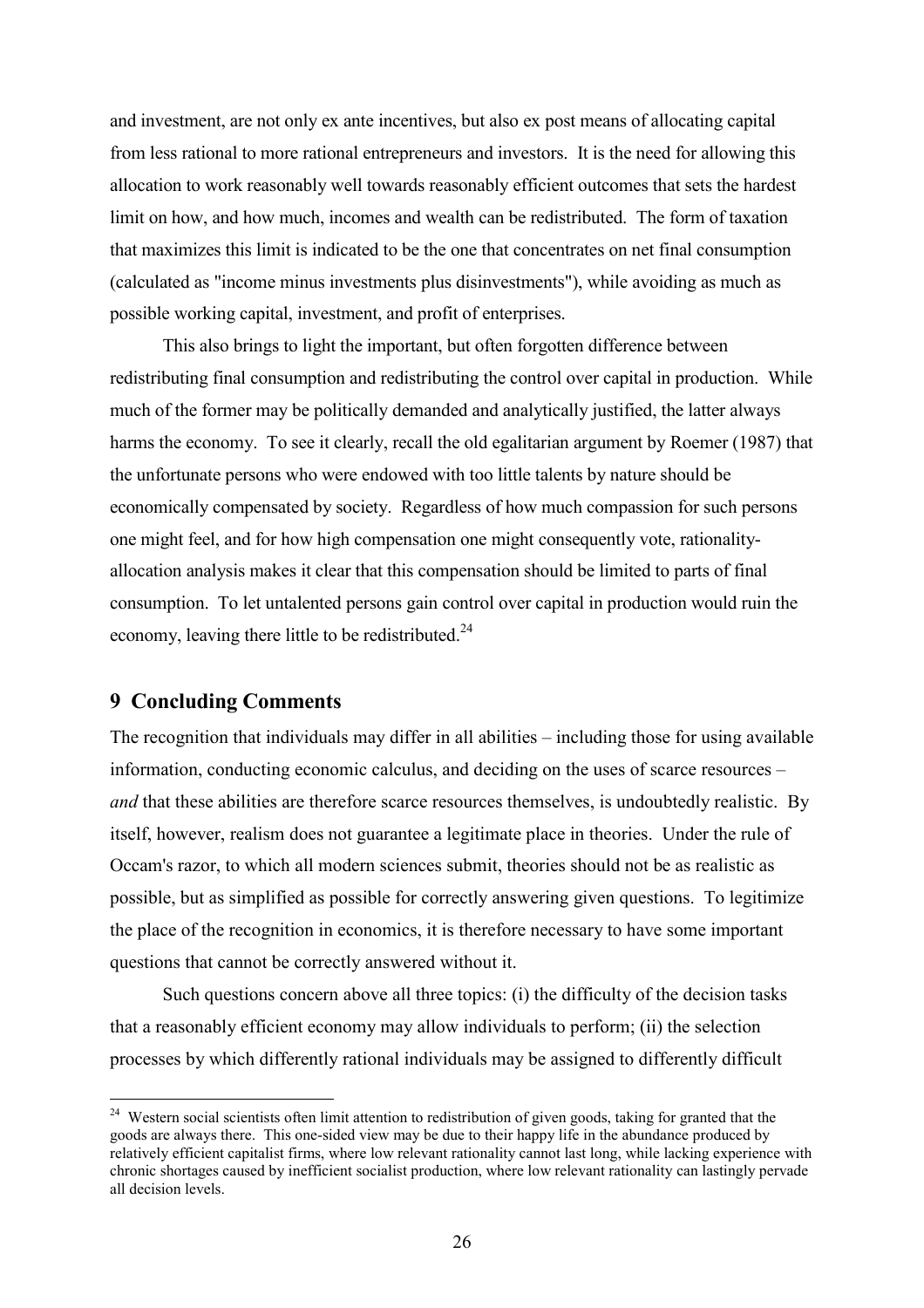and investment, are not only ex ante incentives, but also ex post means of allocating capital from less rational to more rational entrepreneurs and investors. It is the need for allowing this allocation to work reasonably well towards reasonably efficient outcomes that sets the hardest limit on how, and how much, incomes and wealth can be redistributed. The form of taxation that maximizes this limit is indicated to be the one that concentrates on net final consumption (calculated as "income minus investments plus disinvestments"), while avoiding as much as possible working capital, investment, and profit of enterprises.

This also brings to light the important, but often forgotten difference between redistributing final consumption and redistributing the control over capital in production. While much of the former may be politically demanded and analytically justified, the latter always harms the economy. To see it clearly, recall the old egalitarian argument by Roemer (1987) that the unfortunate persons who were endowed with too little talents by nature should be economically compensated by society. Regardless of how much compassion for such persons one might feel, and for how high compensation one might consequently vote, rationality-allocation analysis makes it clear that this compensation should be limited to parts of final consumption. To let untalented persons gain control over capital in production would ruin the economy, leaving there little to be redistributed.[24]

## 9 Concluding Comments

The recognition that individuals may differ in all abilities – including those for using available information, conducting economic calculus, and deciding on the uses of scarce resources – *and* that these abilities are therefore scarce resources themselves, is undoubtedly realistic. By itself, however, realism does not guarantee a legitimate place in theories. Under the rule of Occam's razor, to which all modern sciences submit, theories should not be as realistic as possible, but as simplified as possible for correctly answering given questions. To legitimize the place of the recognition in economics, it is therefore necessary to have some important questions that cannot be correctly answered without it.

Such questions concern above all three topics: (i) the difficulty of the decision tasks that a reasonably efficient economy may allow individuals to perform; (ii) the selection processes by which differently rational individuals may be assigned to differently difficult

[24] Western social scientists often limit attention to redistribution of given goods, taking for granted that the goods are always there. This one-sided view may be due to their happy life in the abundance produced by relatively efficient capitalist firms, where low relevant rationality cannot last long, while lacking experience with chronic shortages caused by inefficient socialist production, where low relevant rationality can lastingly pervade all decision levels.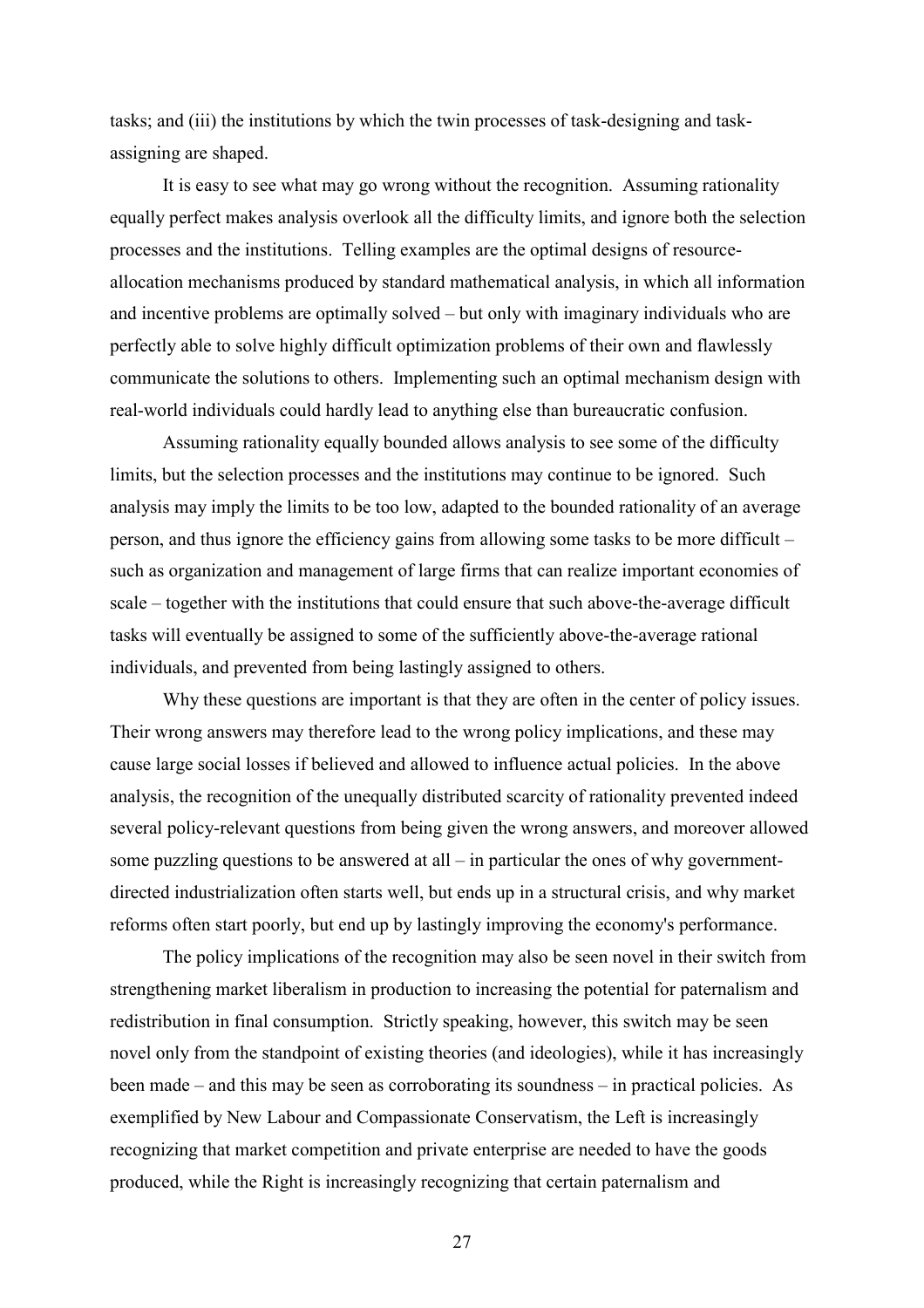tasks; and (iii) the institutions by which the twin processes of task-designing and task-assigning are shaped.

It is easy to see what may go wrong without the recognition. Assuming rationality equally perfect makes analysis overlook all the difficulty limits, and ignore both the selection processes and the institutions. Telling examples are the optimal designs of resource-allocation mechanisms produced by standard mathematical analysis, in which all information and incentive problems are optimally solved – but only with imaginary individuals who are perfectly able to solve highly difficult optimization problems of their own and flawlessly communicate the solutions to others. Implementing such an optimal mechanism design with real-world individuals could hardly lead to anything else than bureaucratic confusion.

Assuming rationality equally bounded allows analysis to see some of the difficulty limits, but the selection processes and the institutions may continue to be ignored. Such analysis may imply the limits to be too low, adapted to the bounded rationality of an average person, and thus ignore the efficiency gains from allowing some tasks to be more difficult – such as organization and management of large firms that can realize important economies of scale – together with the institutions that could ensure that such above-the-average difficult tasks will eventually be assigned to some of the sufficiently above-the-average rational individuals, and prevented from being lastingly assigned to others.

Why these questions are important is that they are often in the center of policy issues. Their wrong answers may therefore lead to the wrong policy implications, and these may cause large social losses if believed and allowed to influence actual policies. In the above analysis, the recognition of the unequally distributed scarcity of rationality prevented indeed several policy-relevant questions from being given the wrong answers, and moreover allowed some puzzling questions to be answered at all – in particular the ones of why government-directed industrialization often starts well, but ends up in a structural crisis, and why market reforms often start poorly, but end up by lastingly improving the economy's performance.

The policy implications of the recognition may also be seen novel in their switch from strengthening market liberalism in production to increasing the potential for paternalism and redistribution in final consumption. Strictly speaking, however, this switch may be seen novel only from the standpoint of existing theories (and ideologies), while it has increasingly been made – and this may be seen as corroborating its soundness – in practical policies. As exemplified by New Labour and Compassionate Conservatism, the Left is increasingly recognizing that market competition and private enterprise are needed to have the goods produced, while the Right is increasingly recognizing that certain paternalism and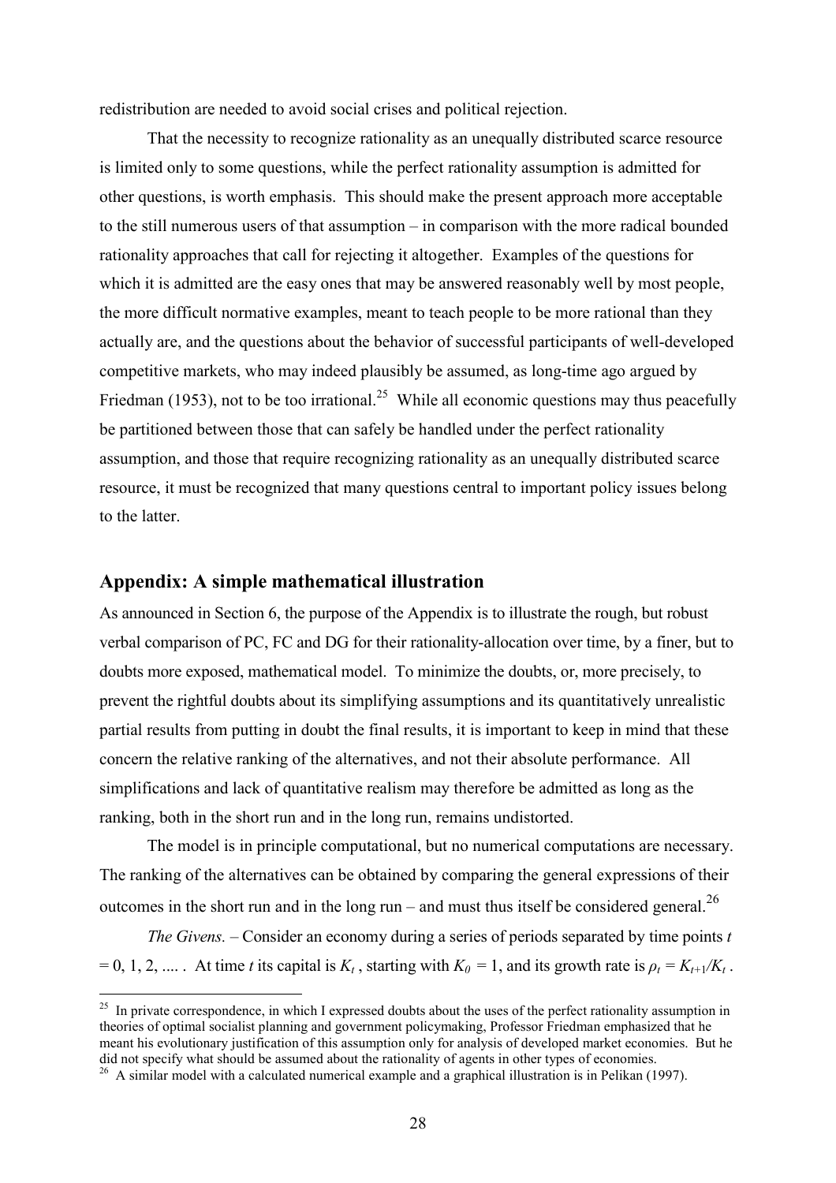redistribution are needed to avoid social crises and political rejection.

That the necessity to recognize rationality as an unequally distributed scarce resource is limited only to some questions, while the perfect rationality assumption is admitted for other questions, is worth emphasis. This should make the present approach more acceptable to the still numerous users of that assumption – in comparison with the more radical bounded rationality approaches that call for rejecting it altogether. Examples of the questions for which it is admitted are the easy ones that may be answered reasonably well by most people, the more difficult normative examples, meant to teach people to be more rational than they actually are, and the questions about the behavior of successful participants of well-developed competitive markets, who may indeed plausibly be assumed, as long-time ago argued by Friedman (1953), not to be too irrational.[25] While all economic questions may thus peacefully be partitioned between those that can safely be handled under the perfect rationality assumption, and those that require recognizing rationality as an unequally distributed scarce resource, it must be recognized that many questions central to important policy issues belong to the latter.

## Appendix: A simple mathematical illustration

As announced in Section 6, the purpose of the Appendix is to illustrate the rough, but robust verbal comparison of PC, FC and DG for their rationality-allocation over time, by a finer, but to doubts more exposed, mathematical model. To minimize the doubts, or, more precisely, to prevent the rightful doubts about its simplifying assumptions and its quantitatively unrealistic partial results from putting in doubt the final results, it is important to keep in mind that these concern the relative ranking of the alternatives, and not their absolute performance. All simplifications and lack of quantitative realism may therefore be admitted as long as the ranking, both in the short run and in the long run, remains undistorted.

The model is in principle computational, but no numerical computations are necessary. The ranking of the alternatives can be obtained by comparing the general expressions of their outcomes in the short run and in the long run – and must thus itself be considered general.[26]

*The Givens.* – Consider an economy during a series of periods separated by time points $t = 0, 1, 2, ....$ . At time $t$ its capital is $K_t$ , starting with $K_0 = 1$, and its growth rate is $\rho_t = K_{t+1}/K_t$ .

[25] In private correspondence, in which I expressed doubts about the uses of the perfect rationality assumption in theories of optimal socialist planning and government policymaking, Professor Friedman emphasized that he meant his evolutionary justification of this assumption only for analysis of developed market economies. But he did not specify what should be assumed about the rationality of agents in other types of economies.

[26] A similar model with a calculated numerical example and a graphical illustration is in Pelikan (1997).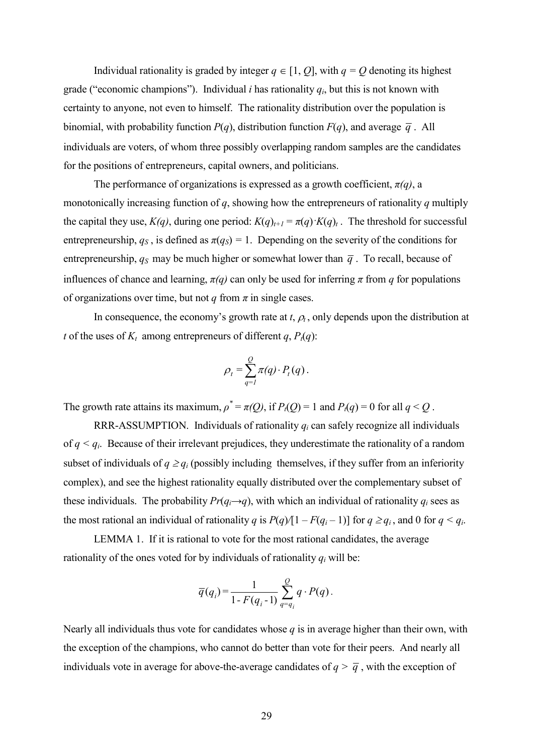Individual rationality is graded by integer $q \in [1, Q]$, with $q = Q$ denoting its highest grade ("economic champions"). Individual $i$ has rationality $q_i$, but this is not known with certainty to anyone, not even to himself. The rationality distribution over the population is binomial, with probability function $P(q)$, distribution function $F(q)$, and average $\overline{q}$. All individuals are voters, of whom three possibly overlapping random samples are the candidates for the positions of entrepreneurs, capital owners, and politicians.

The performance of organizations is expressed as a growth coefficient, $\pi(q)$, a monotonically increasing function of $q$, showing how the entrepreneurs of rationality $q$ multiply the capital they use, $K(q)$, during one period: $K(q)_{t+1} = \pi(q) \cdot K(q)_t$. The threshold for successful entrepreneurship, $q_S$, is defined as $\pi(q_S) = 1$. Depending on the severity of the conditions for entrepreneurship, $q_S$ may be much higher or somewhat lower than $\overline{q}$. To recall, because of influences of chance and learning, $\pi(q)$ can only be used for inferring $\pi$ from $q$ for populations of organizations over time, but not $q$ from $\pi$ in single cases.

In consequence, the economy's growth rate at $t$, $\rho_t$, only depends upon the distribution at $t$ of the uses of $K_t$ among entrepreneurs of different $q$, $P_t(q)$:

$$\rho_t = \sum_{q=1}^{Q} \pi(q) \cdot P_t(q)\,.$$

The growth rate attains its maximum, $\rho^* = \pi(Q)$, if $P_t(Q) = 1$ and $P_t(q) = 0$ for all $q < Q$.

RRR-ASSUMPTION. Individuals of rationality $q_i$ can safely recognize all individuals of $q < q_i$. Because of their irrelevant prejudices, they underestimate the rationality of a random subset of individuals of $q \geq q_i$ (possibly including themselves, if they suffer from an inferiority complex), and see the highest rationality equally distributed over the complementary subset of these individuals. The probability $Pr(q_i \rightarrow q)$, with which an individual of rationality $q_i$ sees as the most rational an individual of rationality $q$ is $P(q)/[1 - F(q_i - 1)]$ for $q \geq q_i$, and 0 for $q < q_i$.

LEMMA 1. If it is rational to vote for the most rational candidates, the average rationality of the ones voted for by individuals of rationality $q_i$ will be:

$$\overline{q}(q_i) = \frac{1}{1 - F(q_i - 1)} \sum_{q=q_i}^{Q} q \cdot P(q)\,.$$

Nearly all individuals thus vote for candidates whose $q$ is in average higher than their own, with the exception of the champions, who cannot do better than vote for their peers. And nearly all individuals vote in average for above-the-average candidates of $q > \overline{q}$, with the exception of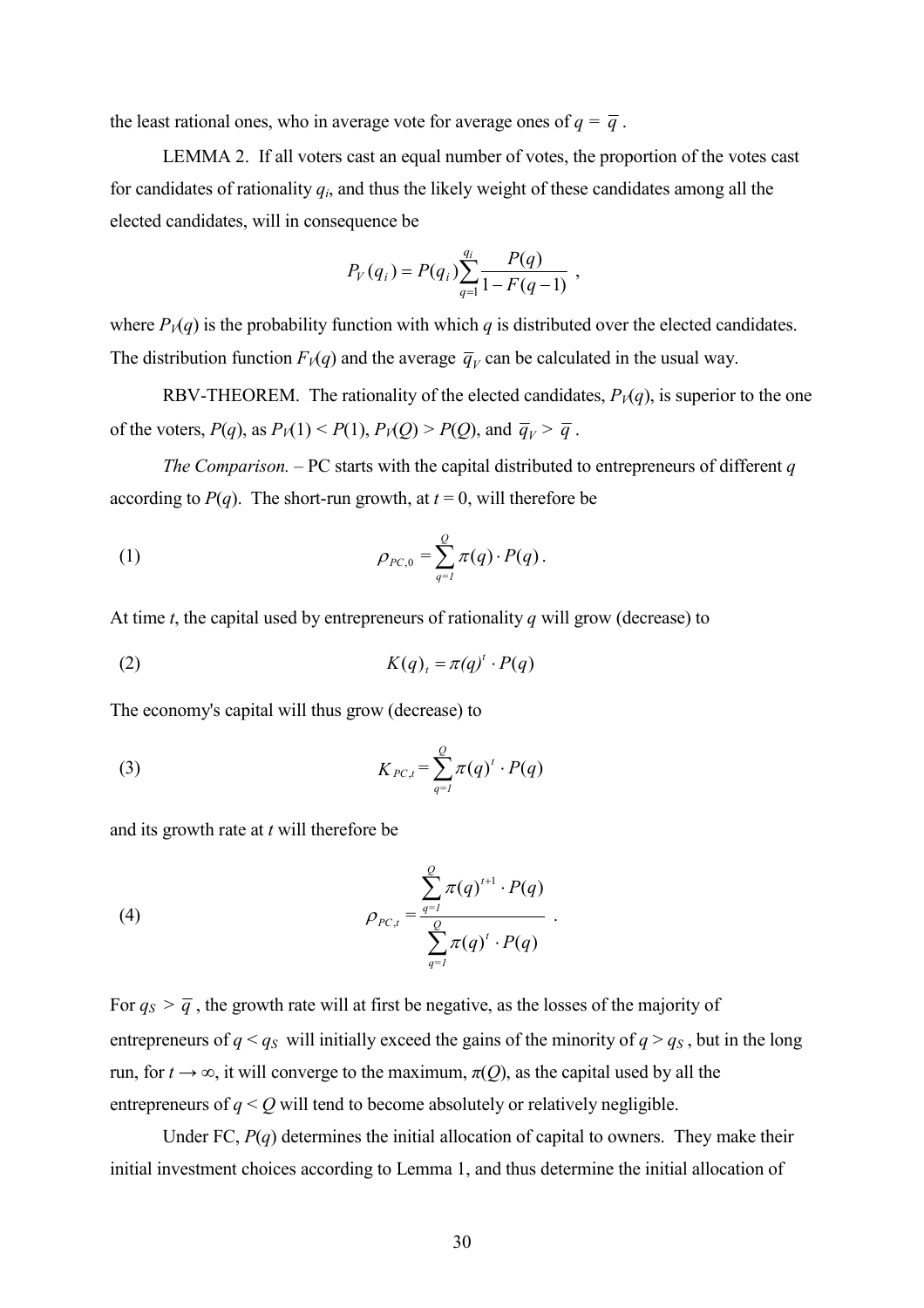the least rational ones, who in average vote for average ones of $q = \overline{q}$.

LEMMA 2. If all voters cast an equal number of votes, the proportion of the votes cast for candidates of rationality $q_i$, and thus the likely weight of these candidates among all the elected candidates, will in consequence be

$$P_V(q_i) = P(q_i)\sum_{q=1}^{q_i} \frac{P(q)}{1 - F(q-1)} ,$$

where $P_V(q)$ is the probability function with which $q$ is distributed over the elected candidates. The distribution function $F_V(q)$ and the average $\overline{q}_V$ can be calculated in the usual way.

RBV-THEOREM. The rationality of the elected candidates, $P_V(q)$, is superior to the one of the voters, $P(q)$, as $P_V(1) < P(1)$, $P_V(Q) > P(Q)$, and $\overline{q}_V > \overline{q}$.

*The Comparison.* – PC starts with the capital distributed to entrepreneurs of different $q$ according to $P(q)$. The short-run growth, at $t = 0$, will therefore be

$$\rho_{PC,0} = \sum_{q=1}^{Q} \pi(q) \cdot P(q) . \tag{1}$$

At time $t$, the capital used by entrepreneurs of rationality $q$ will grow (decrease) to

$$K(q)_t = \pi(q)^t \cdot P(q) \tag{2}$$

The economy's capital will thus grow (decrease) to

$$K_{PC,t} = \sum_{q=1}^{Q} \pi(q)^t \cdot P(q) \tag{3}$$

and its growth rate at $t$ will therefore be

$$\rho_{PC,t} = \frac{\sum_{q=1}^{Q} \pi(q)^{t+1} \cdot P(q)}{\sum_{q=1}^{Q} \pi(q)^t \cdot P(q)} . \tag{4}$$

For $q_S > \overline{q}$, the growth rate will at first be negative, as the losses of the majority of entrepreneurs of $q < q_S$ will initially exceed the gains of the minority of $q > q_S$, but in the long run, for $t \rightarrow \infty$, it will converge to the maximum, $\pi(Q)$, as the capital used by all the entrepreneurs of $q < Q$ will tend to become absolutely or relatively negligible.

Under FC, $P(q)$ determines the initial allocation of capital to owners. They make their initial investment choices according to Lemma 1, and thus determine the initial allocation of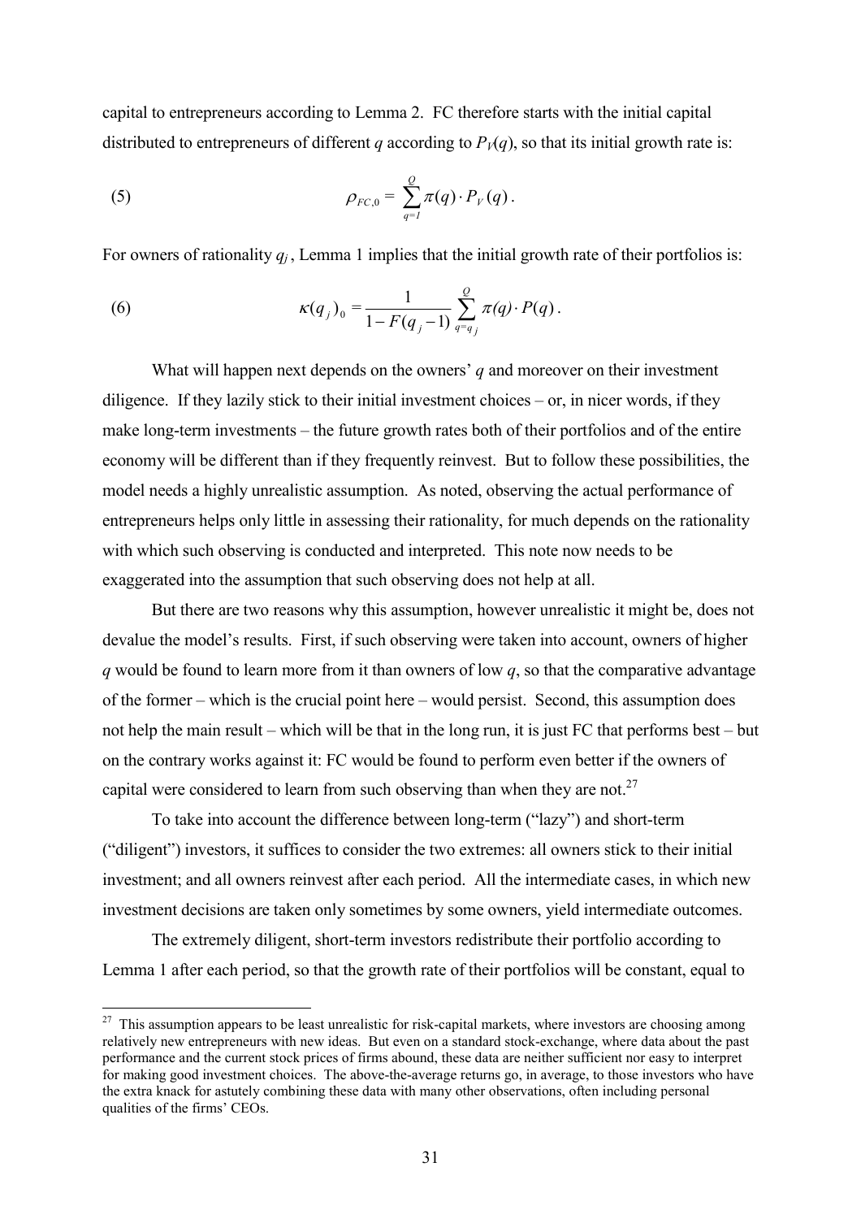capital to entrepreneurs according to Lemma 2. FC therefore starts with the initial capital distributed to entrepreneurs of different $q$ according to $P_V(q)$, so that its initial growth rate is:

$$\rho_{FC,0} = \sum_{q=1}^{Q} \pi(q) \cdot P_V(q)\,. \tag{5}$$

For owners of rationality $q_j$, Lemma 1 implies that the initial growth rate of their portfolios is:

$$\kappa(q_j)_0 = \frac{1}{1 - F(q_j - 1)} \sum_{q=q_j}^{Q} \pi(q) \cdot P(q)\,. \tag{6}$$

What will happen next depends on the owners' $q$ and moreover on their investment diligence. If they lazily stick to their initial investment choices – or, in nicer words, if they make long-term investments – the future growth rates both of their portfolios and of the entire economy will be different than if they frequently reinvest. But to follow these possibilities, the model needs a highly unrealistic assumption. As noted, observing the actual performance of entrepreneurs helps only little in assessing their rationality, for much depends on the rationality with which such observing is conducted and interpreted. This note now needs to be exaggerated into the assumption that such observing does not help at all.

But there are two reasons why this assumption, however unrealistic it might be, does not devalue the model's results. First, if such observing were taken into account, owners of higher $q$ would be found to learn more from it than owners of low $q$, so that the comparative advantage of the former – which is the crucial point here – would persist. Second, this assumption does not help the main result – which will be that in the long run, it is just FC that performs best – but on the contrary works against it: FC would be found to perform even better if the owners of capital were considered to learn from such observing than when they are not.[27]

To take into account the difference between long-term ("lazy") and short-term ("diligent") investors, it suffices to consider the two extremes: all owners stick to their initial investment; and all owners reinvest after each period. All the intermediate cases, in which new investment decisions are taken only sometimes by some owners, yield intermediate outcomes.

The extremely diligent, short-term investors redistribute their portfolio according to Lemma 1 after each period, so that the growth rate of their portfolios will be constant, equal to

[27] This assumption appears to be least unrealistic for risk-capital markets, where investors are choosing among relatively new entrepreneurs with new ideas. But even on a standard stock-exchange, where data about the past performance and the current stock prices of firms abound, these data are neither sufficient nor easy to interpret for making good investment choices. The above-the-average returns go, in average, to those investors who have the extra knack for astutely combining these data with many other observations, often including personal qualities of the firms' CEOs.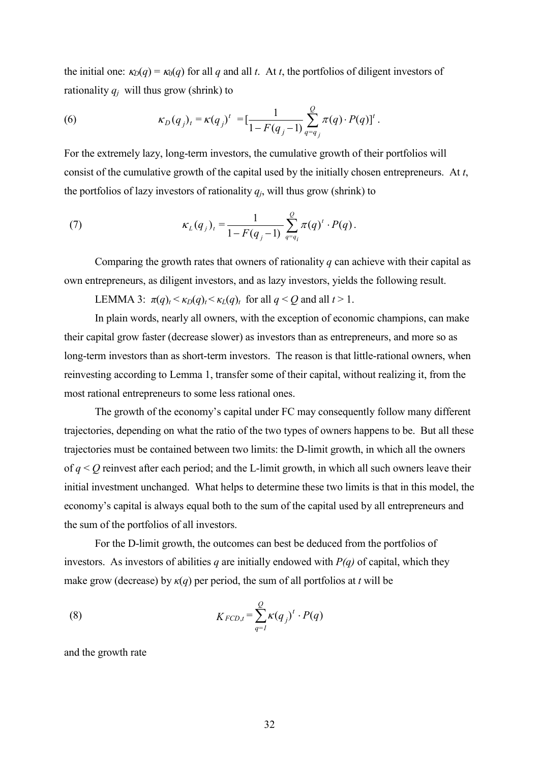the initial one: $\kappa_D(q) = \kappa_0(q)$ for all $q$ and all $t$. At $t$, the portfolios of diligent investors of rationality $q_j$ will thus grow (shrink) to

$$\kappa_D(q_j)_t = \kappa(q_j)^t = [\frac{1}{1-F(q_j-1)}\sum_{q=q_j}^{Q}\pi(q)\cdot P(q)]^t \,. \tag{6}$$

For the extremely lazy, long-term investors, the cumulative growth of their portfolios will consist of the cumulative growth of the capital used by the initially chosen entrepreneurs. At $t$, the portfolios of lazy investors of rationality $q_j$, will thus grow (shrink) to

$$\kappa_L(q_j)_t = \frac{1}{1-F(q_j-1)}\sum_{q=q_i}^{Q}\pi(q)^t\cdot P(q)\,. \tag{7}$$

Comparing the growth rates that owners of rationality $q$ can achieve with their capital as own entrepreneurs, as diligent investors, and as lazy investors, yields the following result.

LEMMA 3: $\pi(q)_t < \kappa_D(q)_t < \kappa_L(q)_t$ for all $q < Q$ and all $t > 1$.

In plain words, nearly all owners, with the exception of economic champions, can make their capital grow faster (decrease slower) as investors than as entrepreneurs, and more so as long-term investors than as short-term investors. The reason is that little-rational owners, when reinvesting according to Lemma 1, transfer some of their capital, without realizing it, from the most rational entrepreneurs to some less rational ones.

The growth of the economy's capital under FC may consequently follow many different trajectories, depending on what the ratio of the two types of owners happens to be. But all these trajectories must be contained between two limits: the D-limit growth, in which all the owners of $q < Q$ reinvest after each period; and the L-limit growth, in which all such owners leave their initial investment unchanged. What helps to determine these two limits is that in this model, the economy's capital is always equal both to the sum of the capital used by all entrepreneurs and the sum of the portfolios of all investors.

For the D-limit growth, the outcomes can best be deduced from the portfolios of investors. As investors of abilities $q$ are initially endowed with $P(q)$ of capital, which they make grow (decrease) by $\kappa(q)$ per period, the sum of all portfolios at $t$ will be

$$K_{FCD,t} = \sum_{q=1}^{Q}\kappa(q_j)^t\cdot P(q) \tag{8}$$

and the growth rate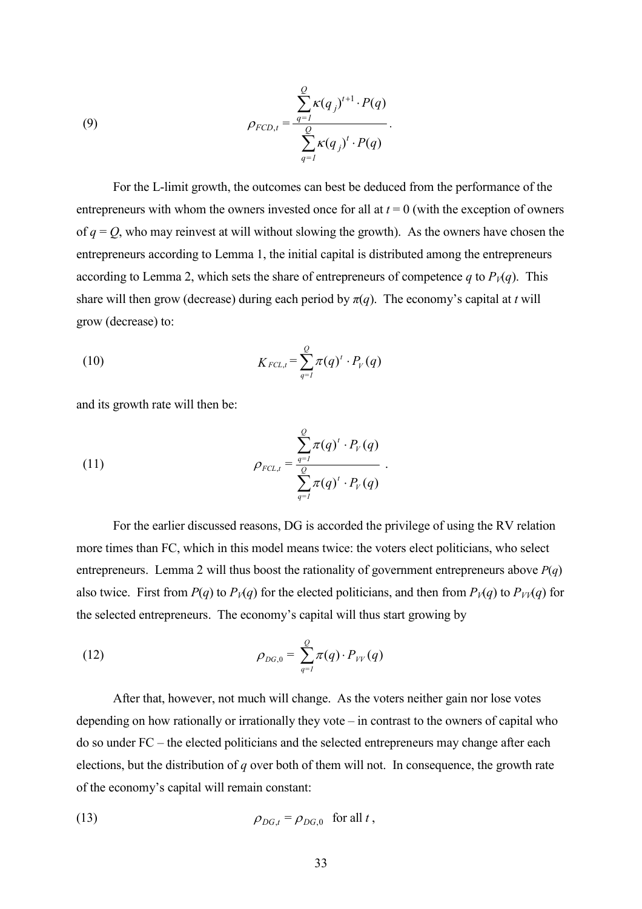$$\rho_{FCD,t} = \frac{\sum_{q=1}^{Q} \kappa(q_j)^{t+1} \cdot P(q)}{\sum_{q=1}^{Q} \kappa(q_j)^{t} \cdot P(q)}. \tag{9}$$

For the L-limit growth, the outcomes can best be deduced from the performance of the entrepreneurs with whom the owners invested once for all at $t = 0$ (with the exception of owners of $q = Q$, who may reinvest at will without slowing the growth). As the owners have chosen the entrepreneurs according to Lemma 1, the initial capital is distributed among the entrepreneurs according to Lemma 2, which sets the share of entrepreneurs of competence $q$ to $P_V(q)$. This share will then grow (decrease) during each period by $\pi(q)$. The economy's capital at $t$ will grow (decrease) to:

$$K_{FCL,t} = \sum_{q=1}^{Q} \pi(q)^{t} \cdot P_V(q) \tag{10}$$

and its growth rate will then be:

$$\rho_{FCL,t} = \frac{\sum_{q=1}^{Q} \pi(q)^{t} \cdot P_V(q)}{\sum_{q=1}^{Q} \pi(q)^{t} \cdot P_V(q)}. \tag{11}$$

For the earlier discussed reasons, DG is accorded the privilege of using the RV relation more times than FC, which in this model means twice: the voters elect politicians, who select entrepreneurs. Lemma 2 will thus boost the rationality of government entrepreneurs above $P(q)$ also twice. First from $P(q)$ to $P_V(q)$ for the elected politicians, and then from $P_V(q)$ to $P_{VV}(q)$ for the selected entrepreneurs. The economy's capital will thus start growing by

$$\rho_{DG,0} = \sum_{q=1}^{Q} \pi(q) \cdot P_{VV}(q) \tag{12}$$

After that, however, not much will change. As the voters neither gain nor lose votes depending on how rationally or irrationally they vote – in contrast to the owners of capital who do so under FC – the elected politicians and the selected entrepreneurs may change after each elections, but the distribution of $q$ over both of them will not. In consequence, the growth rate of the economy's capital will remain constant:

$$\rho_{DG,t} = \rho_{DG,0} \quad \text{for all } t, \tag{13}$$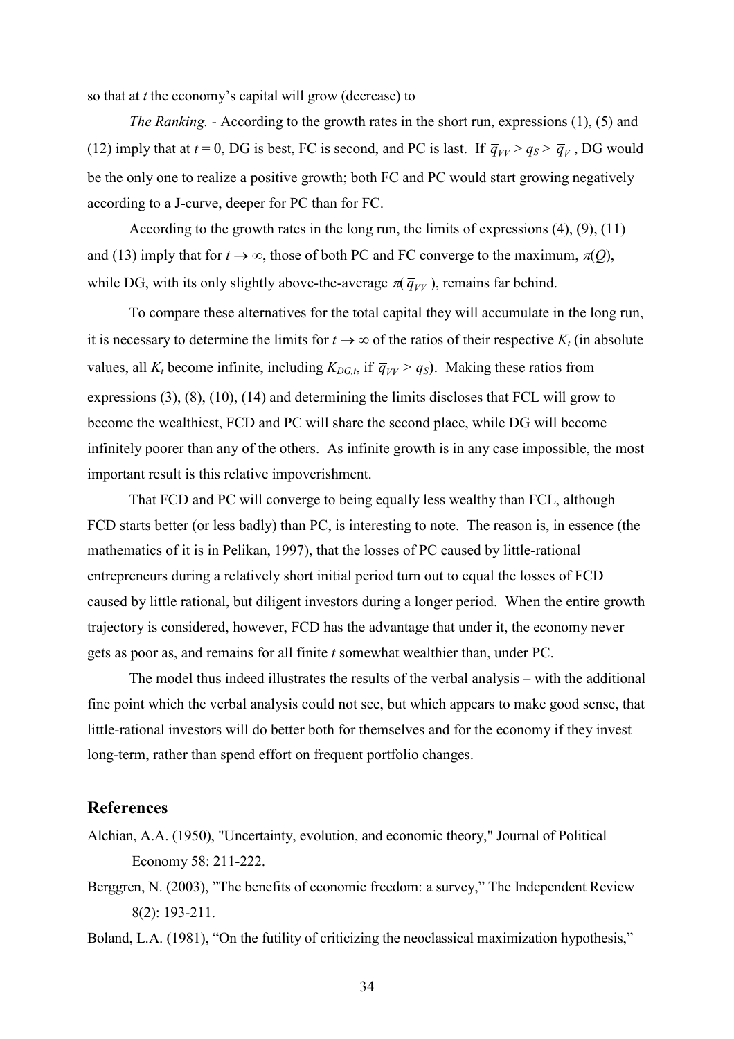so that at $t$ the economy's capital will grow (decrease) to

*The Ranking.* - According to the growth rates in the short run, expressions (1), (5) and (12) imply that at $t = 0$, DG is best, FC is second, and PC is last. If $\overline{q}_{VV} > q_S > \overline{q}_V$, DG would be the only one to realize a positive growth; both FC and PC would start growing negatively according to a J-curve, deeper for PC than for FC.

According to the growth rates in the long run, the limits of expressions (4), (9), (11) and (13) imply that for $t \to \infty$, those of both PC and FC converge to the maximum, $\pi(Q)$, while DG, with its only slightly above-the-average $\pi(\overline{q}_{VV})$, remains far behind.

To compare these alternatives for the total capital they will accumulate in the long run, it is necessary to determine the limits for $t \to \infty$ of the ratios of their respective $K_t$ (in absolute values, all $K_t$ become infinite, including $K_{DG,t}$, if $\overline{q}_{VV} > q_S$). Making these ratios from expressions (3), (8), (10), (14) and determining the limits discloses that FCL will grow to become the wealthiest, FCD and PC will share the second place, while DG will become infinitely poorer than any of the others. As infinite growth is in any case impossible, the most important result is this relative impoverishment.

That FCD and PC will converge to being equally less wealthy than FCL, although FCD starts better (or less badly) than PC, is interesting to note. The reason is, in essence (the mathematics of it is in Pelikan, 1997), that the losses of PC caused by little-rational entrepreneurs during a relatively short initial period turn out to equal the losses of FCD caused by little rational, but diligent investors during a longer period. When the entire growth trajectory is considered, however, FCD has the advantage that under it, the economy never gets as poor as, and remains for all finite $t$ somewhat wealthier than, under PC.

The model thus indeed illustrates the results of the verbal analysis – with the additional fine point which the verbal analysis could not see, but which appears to make good sense, that little-rational investors will do better both for themselves and for the economy if they invest long-term, rather than spend effort on frequent portfolio changes.

## References

Alchian, A.A. (1950), "Uncertainty, evolution, and economic theory," Journal of Political Economy 58: 211-222.

Berggren, N. (2003), "The benefits of economic freedom: a survey," The Independent Review 8(2): 193-211.

Boland, L.A. (1981), "On the futility of criticizing the neoclassical maximization hypothesis,"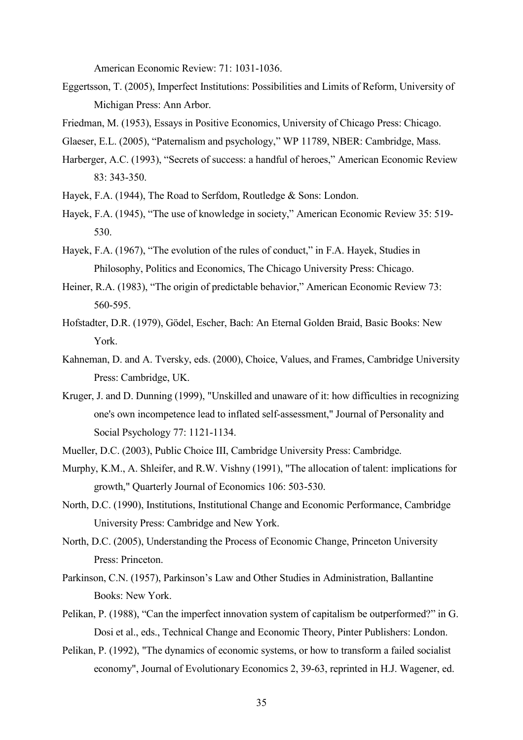American Economic Review: 71: 1031-1036.

Eggertsson, T. (2005), Imperfect Institutions: Possibilities and Limits of Reform, University of Michigan Press: Ann Arbor.

Friedman, M. (1953), Essays in Positive Economics, University of Chicago Press: Chicago.

Glaeser, E.L. (2005), "Paternalism and psychology," WP 11789, NBER: Cambridge, Mass.

Harberger, A.C. (1993), "Secrets of success: a handful of heroes," American Economic Review 83: 343-350.

Hayek, F.A. (1944), The Road to Serfdom, Routledge & Sons: London.

Hayek, F.A. (1945), "The use of knowledge in society," American Economic Review 35: 519-530.

Hayek, F.A. (1967), "The evolution of the rules of conduct," in F.A. Hayek, Studies in Philosophy, Politics and Economics, The Chicago University Press: Chicago.

Heiner, R.A. (1983), "The origin of predictable behavior," American Economic Review 73: 560-595.

Hofstadter, D.R. (1979), Gödel, Escher, Bach: An Eternal Golden Braid, Basic Books: New York.

Kahneman, D. and A. Tversky, eds. (2000), Choice, Values, and Frames, Cambridge University Press: Cambridge, UK.

Kruger, J. and D. Dunning (1999), "Unskilled and unaware of it: how difficulties in recognizing one's own incompetence lead to inflated self-assessment," Journal of Personality and Social Psychology 77: 1121-1134.

Mueller, D.C. (2003), Public Choice III, Cambridge University Press: Cambridge.

Murphy, K.M., A. Shleifer, and R.W. Vishny (1991), "The allocation of talent: implications for growth," Quarterly Journal of Economics 106: 503-530.

North, D.C. (1990), Institutions, Institutional Change and Economic Performance, Cambridge University Press: Cambridge and New York.

North, D.C. (2005), Understanding the Process of Economic Change, Princeton University Press: Princeton.

Parkinson, C.N. (1957), Parkinson's Law and Other Studies in Administration, Ballantine Books: New York.

Pelikan, P. (1988), "Can the imperfect innovation system of capitalism be outperformed?" in G. Dosi et al., eds., Technical Change and Economic Theory, Pinter Publishers: London.

Pelikan, P. (1992), "The dynamics of economic systems, or how to transform a failed socialist economy", Journal of Evolutionary Economics 2, 39-63, reprinted in H.J. Wagener, ed.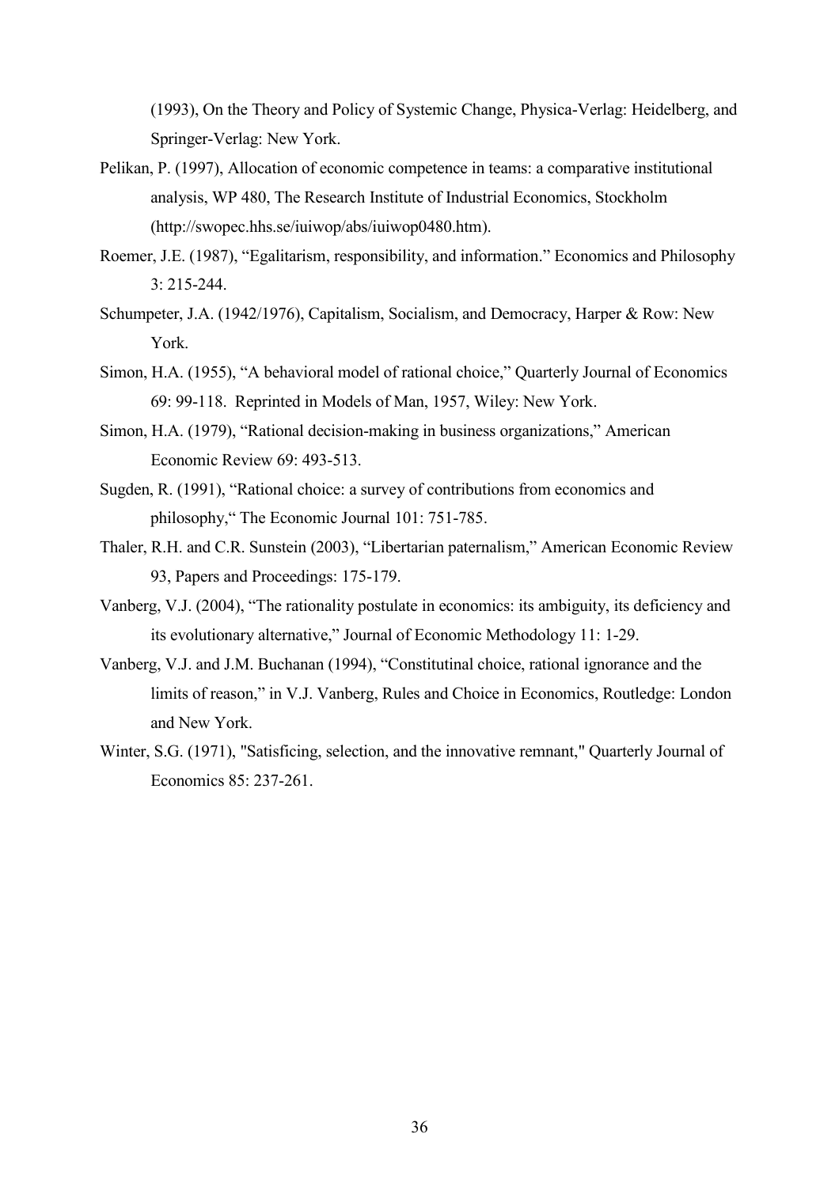(1993), On the Theory and Policy of Systemic Change, Physica-Verlag: Heidelberg, and Springer-Verlag: New York.

Pelikan, P. (1997), Allocation of economic competence in teams: a comparative institutional analysis, WP 480, The Research Institute of Industrial Economics, Stockholm (http://swopec.hhs.se/iuiwop/abs/iuiwop0480.htm).

Roemer, J.E. (1987), "Egalitarism, responsibility, and information." Economics and Philosophy 3: 215-244.

Schumpeter, J.A. (1942/1976), Capitalism, Socialism, and Democracy, Harper & Row: New York.

Simon, H.A. (1955), "A behavioral model of rational choice," Quarterly Journal of Economics 69: 99-118. Reprinted in Models of Man, 1957, Wiley: New York.

Simon, H.A. (1979), "Rational decision-making in business organizations," American Economic Review 69: 493-513.

Sugden, R. (1991), "Rational choice: a survey of contributions from economics and philosophy," The Economic Journal 101: 751-785.

Thaler, R.H. and C.R. Sunstein (2003), "Libertarian paternalism," American Economic Review 93, Papers and Proceedings: 175-179.

Vanberg, V.J. (2004), "The rationality postulate in economics: its ambiguity, its deficiency and its evolutionary alternative," Journal of Economic Methodology 11: 1-29.

Vanberg, V.J. and J.M. Buchanan (1994), "Constitutinal choice, rational ignorance and the limits of reason," in V.J. Vanberg, Rules and Choice in Economics, Routledge: London and New York.

Winter, S.G. (1971), "Satisficing, selection, and the innovative remnant," Quarterly Journal of Economics 85: 237-261.